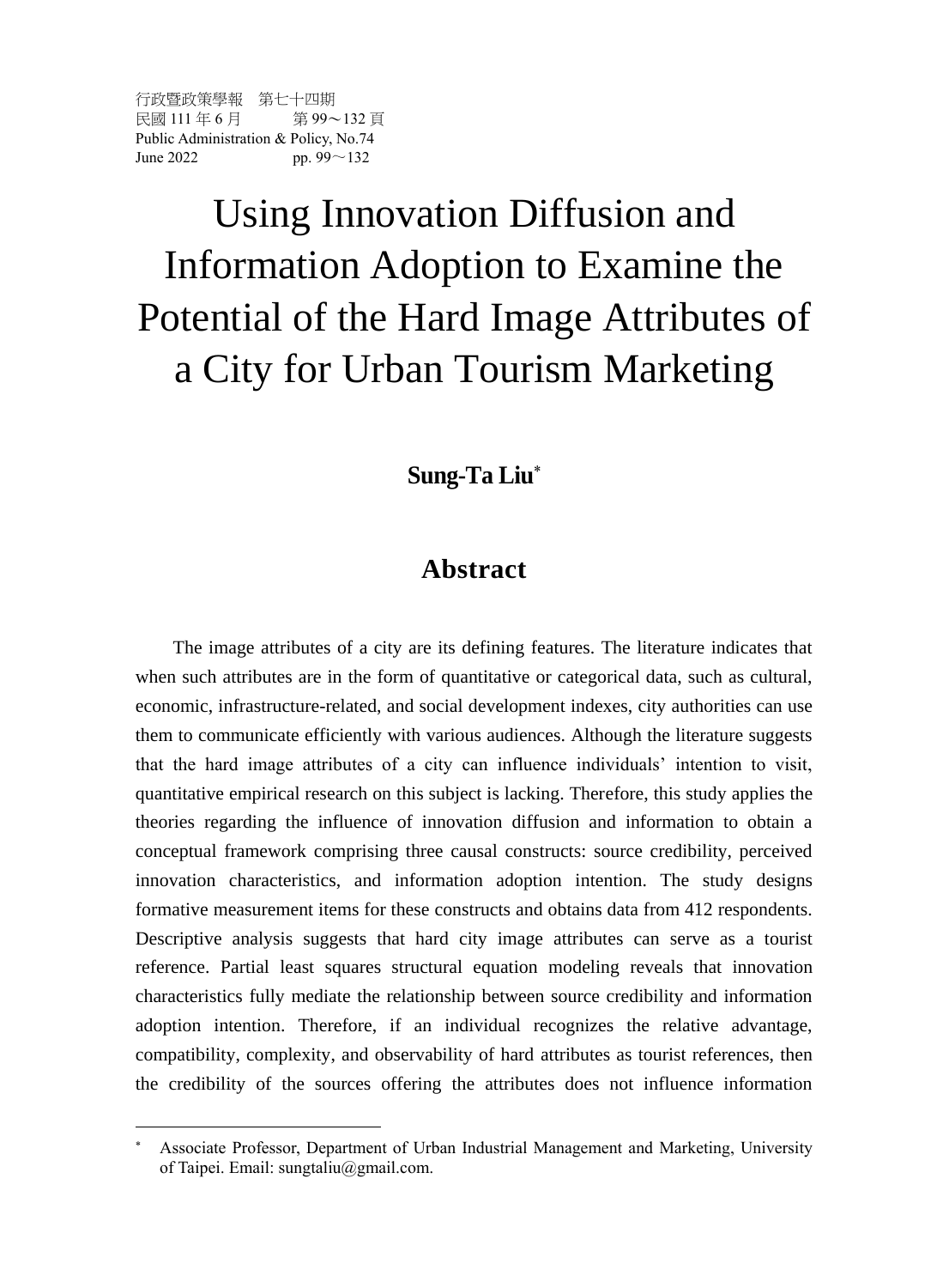# Using Innovation Diffusion and Information Adoption to Examine the Potential of the Hard Image Attributes of a City for Urban Tourism Marketing

**Sung-Ta Liu**[*]

## Abstract

The image attributes of a city are its defining features. The literature indicates that when such attributes are in the form of quantitative or categorical data, such as cultural, economic, infrastructure-related, and social development indexes, city authorities can use them to communicate efficiently with various audiences. Although the literature suggests that the hard image attributes of a city can influence individuals' intention to visit, quantitative empirical research on this subject is lacking. Therefore, this study applies the theories regarding the influence of innovation diffusion and information to obtain a conceptual framework comprising three causal constructs: source credibility, perceived innovation characteristics, and information adoption intention. The study designs formative measurement items for these constructs and obtains data from 412 respondents. Descriptive analysis suggests that hard city image attributes can serve as a tourist reference. Partial least squares structural equation modeling reveals that innovation characteristics fully mediate the relationship between source credibility and information adoption intention. Therefore, if an individual recognizes the relative advantage, compatibility, complexity, and observability of hard attributes as tourist references, then the credibility of the sources offering the attributes does not influence information

[*] Associate Professor, Department of Urban Industrial Management and Marketing, University of Taipei. Email: sungtaliu@gmail.com.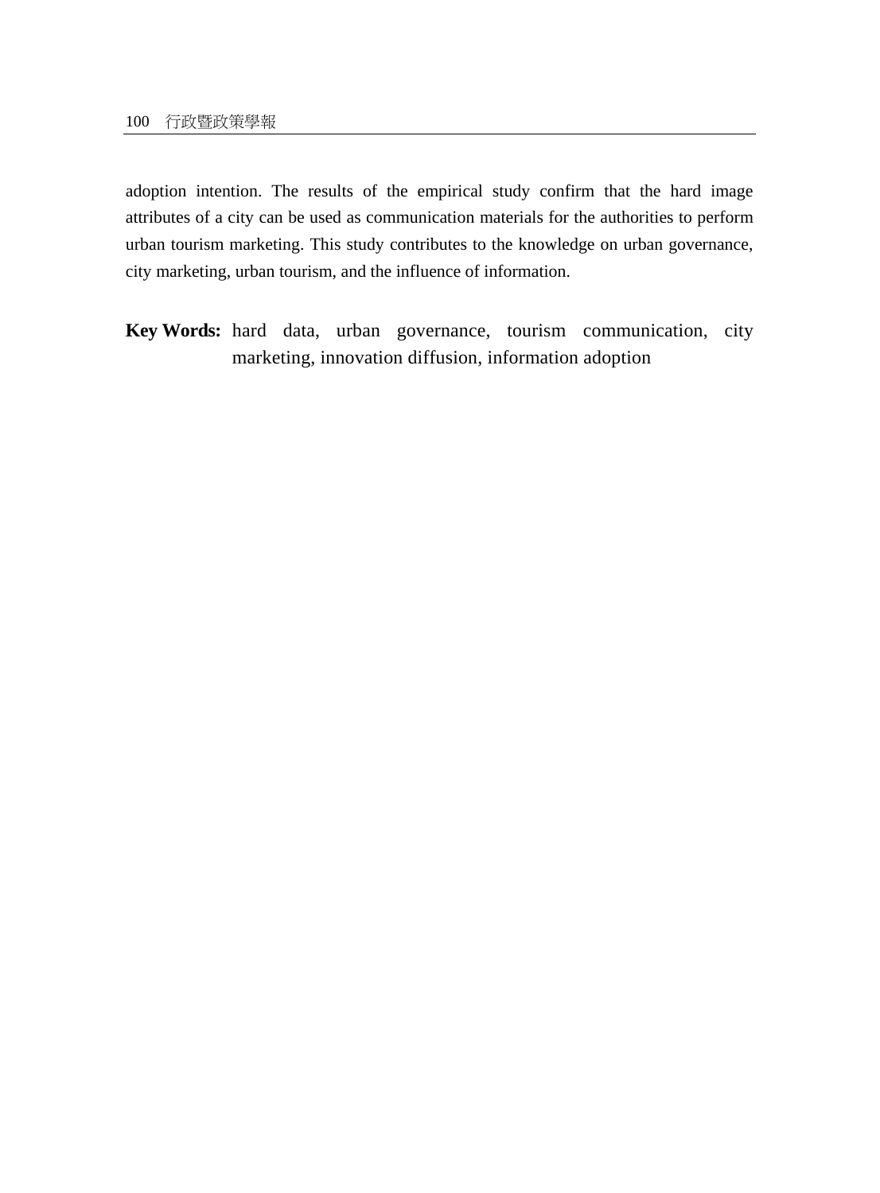adoption intention. The results of the empirical study confirm that the hard image attributes of a city can be used as communication materials for the authorities to perform urban tourism marketing. This study contributes to the knowledge on urban governance, city marketing, urban tourism, and the influence of information.

**Key Words:** hard data, urban governance, tourism communication, city marketing, innovation diffusion, information adoption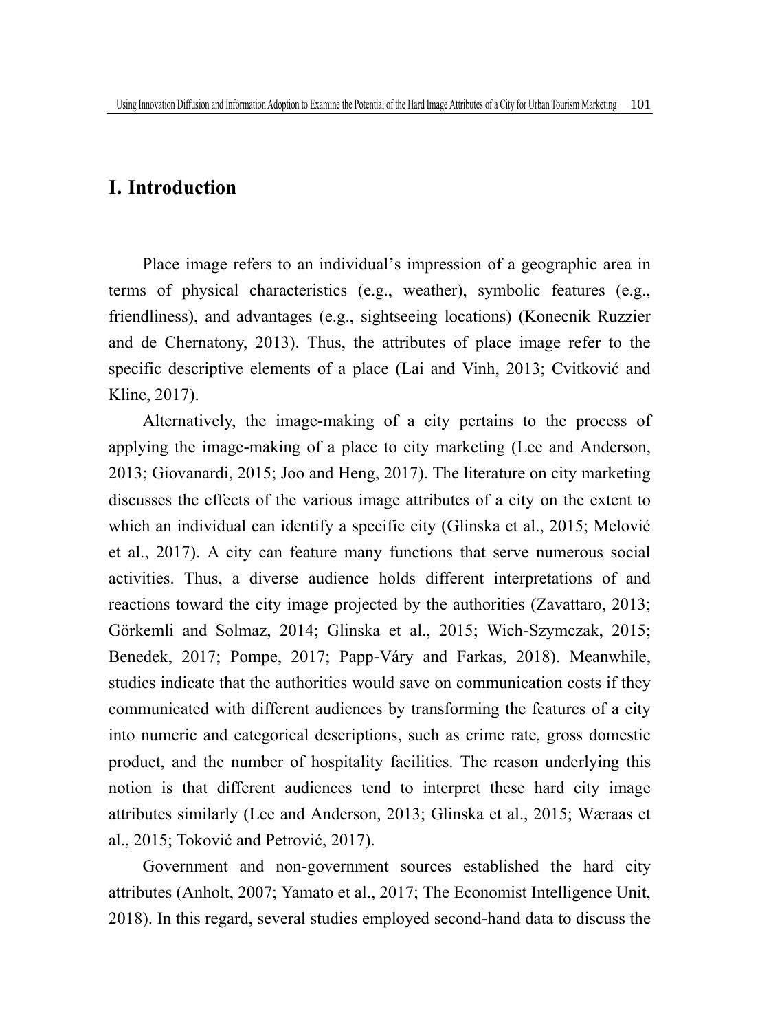# I. Introduction

Place image refers to an individual's impression of a geographic area in terms of physical characteristics (e.g., weather), symbolic features (e.g., friendliness), and advantages (e.g., sightseeing locations) (Konecnik Ruzzier and de Chernatony, 2013). Thus, the attributes of place image refer to the specific descriptive elements of a place (Lai and Vinh, 2013; Cvitković and Kline, 2017).

Alternatively, the image-making of a city pertains to the process of applying the image-making of a place to city marketing (Lee and Anderson, 2013; Giovanardi, 2015; Joo and Heng, 2017). The literature on city marketing discusses the effects of the various image attributes of a city on the extent to which an individual can identify a specific city (Glinska et al., 2015; Melović et al., 2017). A city can feature many functions that serve numerous social activities. Thus, a diverse audience holds different interpretations of and reactions toward the city image projected by the authorities (Zavattaro, 2013; Görkemli and Solmaz, 2014; Glinska et al., 2015; Wich-Szymczak, 2015; Benedek, 2017; Pompe, 2017; Papp-Váry and Farkas, 2018). Meanwhile, studies indicate that the authorities would save on communication costs if they communicated with different audiences by transforming the features of a city into numeric and categorical descriptions, such as crime rate, gross domestic product, and the number of hospitality facilities. The reason underlying this notion is that different audiences tend to interpret these hard city image attributes similarly (Lee and Anderson, 2013; Glinska et al., 2015; Wæraas et al., 2015; Toković and Petrović, 2017).

Government and non-government sources established the hard city attributes (Anholt, 2007; Yamato et al., 2017; The Economist Intelligence Unit, 2018). In this regard, several studies employed second-hand data to discuss the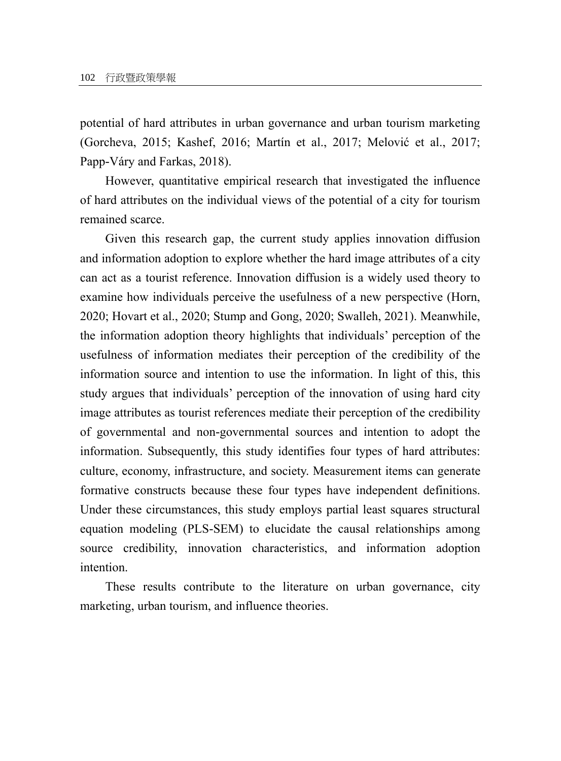potential of hard attributes in urban governance and urban tourism marketing (Gorcheva, 2015; Kashef, 2016; Martín et al., 2017; Melović et al., 2017; Papp-Váry and Farkas, 2018).

However, quantitative empirical research that investigated the influence of hard attributes on the individual views of the potential of a city for tourism remained scarce.

Given this research gap, the current study applies innovation diffusion and information adoption to explore whether the hard image attributes of a city can act as a tourist reference. Innovation diffusion is a widely used theory to examine how individuals perceive the usefulness of a new perspective (Horn, 2020; Hovart et al., 2020; Stump and Gong, 2020; Swalleh, 2021). Meanwhile, the information adoption theory highlights that individuals' perception of the usefulness of information mediates their perception of the credibility of the information source and intention to use the information. In light of this, this study argues that individuals' perception of the innovation of using hard city image attributes as tourist references mediate their perception of the credibility of governmental and non-governmental sources and intention to adopt the information. Subsequently, this study identifies four types of hard attributes: culture, economy, infrastructure, and society. Measurement items can generate formative constructs because these four types have independent definitions. Under these circumstances, this study employs partial least squares structural equation modeling (PLS-SEM) to elucidate the causal relationships among source credibility, innovation characteristics, and information adoption intention.

These results contribute to the literature on urban governance, city marketing, urban tourism, and influence theories.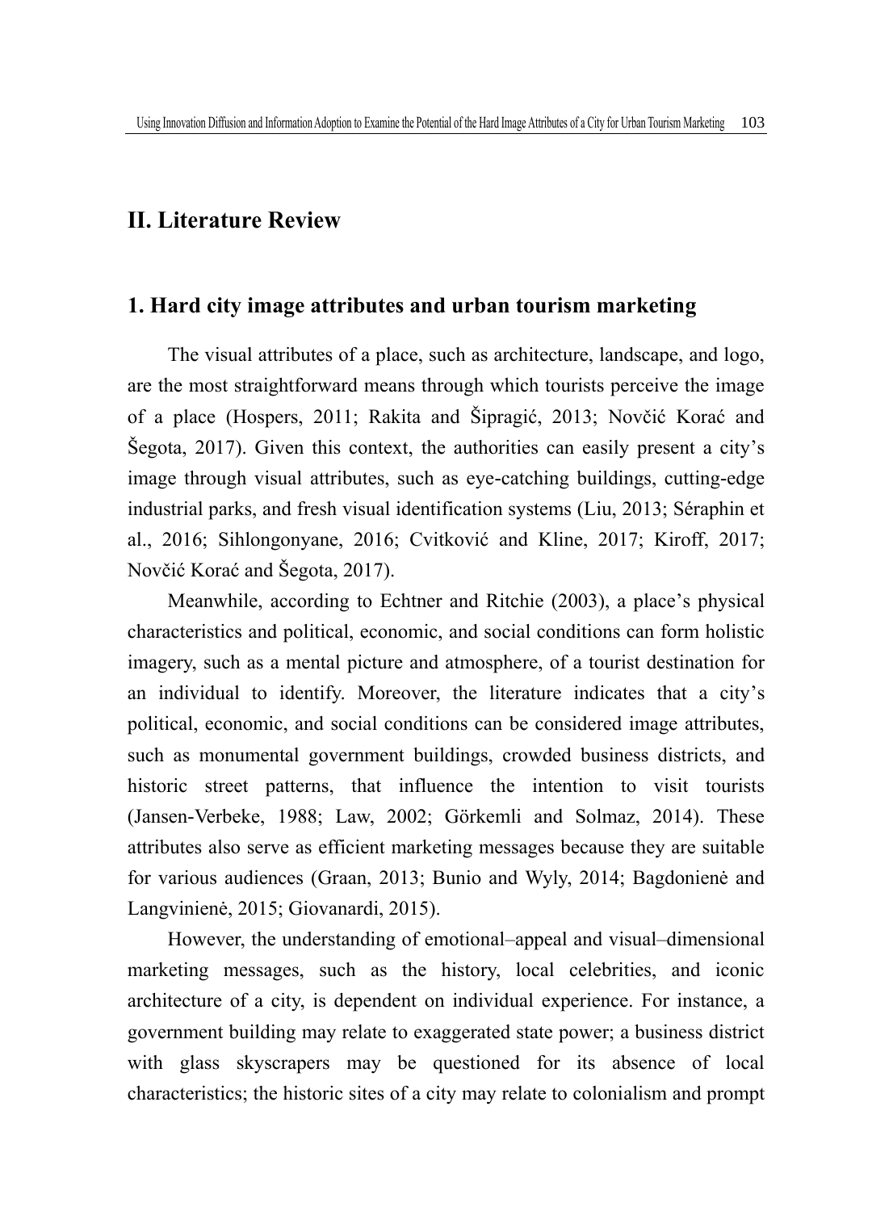## II. Literature Review

### 1. Hard city image attributes and urban tourism marketing

The visual attributes of a place, such as architecture, landscape, and logo, are the most straightforward means through which tourists perceive the image of a place (Hospers, 2011; Rakita and Šipragić, 2013; Novčić Korać and Šegota, 2017). Given this context, the authorities can easily present a city's image through visual attributes, such as eye-catching buildings, cutting-edge industrial parks, and fresh visual identification systems (Liu, 2013; Séraphin et al., 2016; Sihlongonyane, 2016; Cvitković and Kline, 2017; Kiroff, 2017; Novčić Korać and Šegota, 2017).

Meanwhile, according to Echtner and Ritchie (2003), a place's physical characteristics and political, economic, and social conditions can form holistic imagery, such as a mental picture and atmosphere, of a tourist destination for an individual to identify. Moreover, the literature indicates that a city's political, economic, and social conditions can be considered image attributes, such as monumental government buildings, crowded business districts, and historic street patterns, that influence the intention to visit tourists (Jansen-Verbeke, 1988; Law, 2002; Görkemli and Solmaz, 2014). These attributes also serve as efficient marketing messages because they are suitable for various audiences (Graan, 2013; Bunio and Wyly, 2014; Bagdonienė and Langvinienė, 2015; Giovanardi, 2015).

However, the understanding of emotional–appeal and visual–dimensional marketing messages, such as the history, local celebrities, and iconic architecture of a city, is dependent on individual experience. For instance, a government building may relate to exaggerated state power; a business district with glass skyscrapers may be questioned for its absence of local characteristics; the historic sites of a city may relate to colonialism and prompt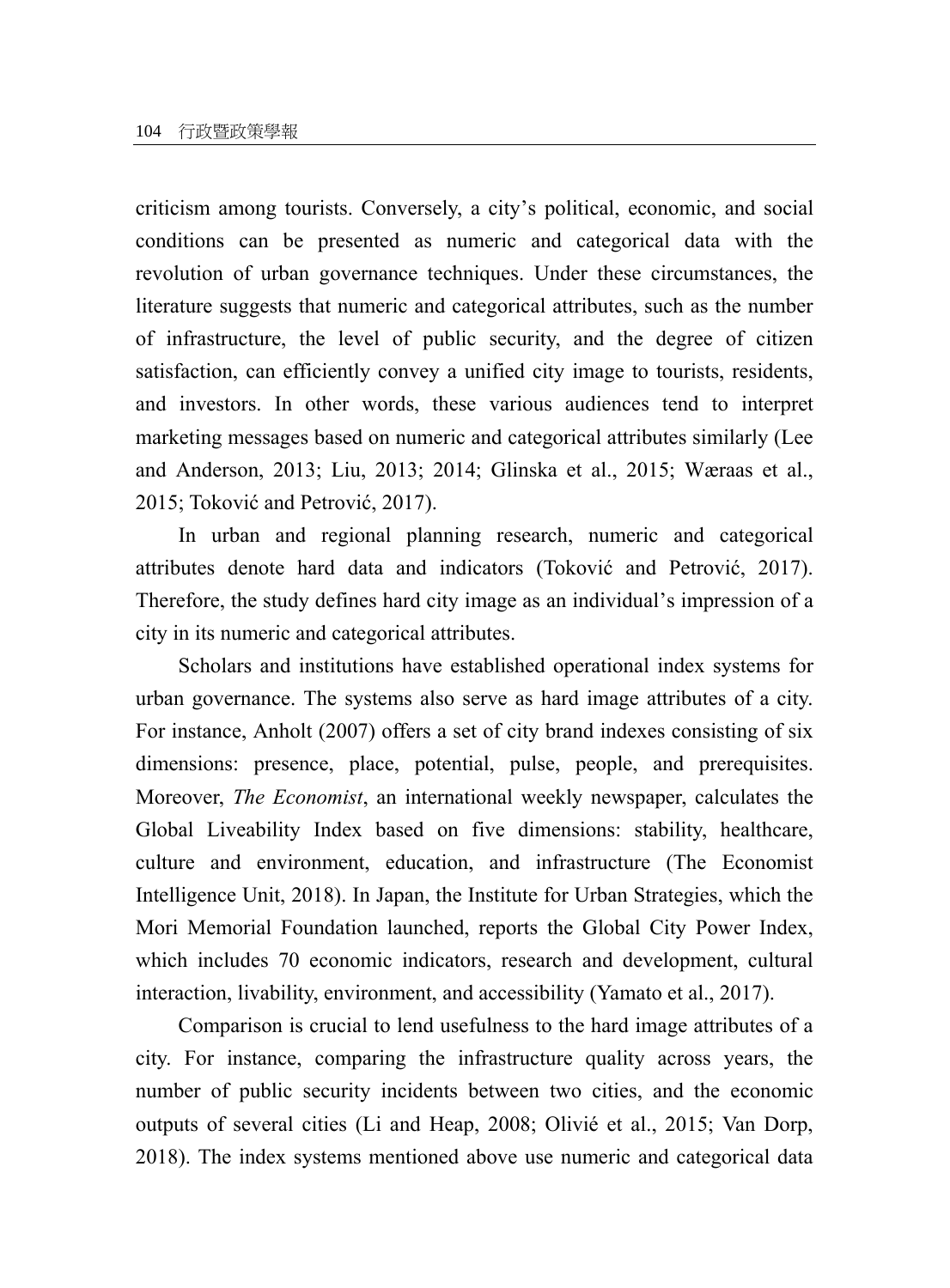criticism among tourists. Conversely, a city's political, economic, and social conditions can be presented as numeric and categorical data with the revolution of urban governance techniques. Under these circumstances, the literature suggests that numeric and categorical attributes, such as the number of infrastructure, the level of public security, and the degree of citizen satisfaction, can efficiently convey a unified city image to tourists, residents, and investors. In other words, these various audiences tend to interpret marketing messages based on numeric and categorical attributes similarly (Lee and Anderson, 2013; Liu, 2013; 2014; Glinska et al., 2015; Wæraas et al., 2015; Toković and Petrović, 2017).

In urban and regional planning research, numeric and categorical attributes denote hard data and indicators (Toković and Petrović, 2017). Therefore, the study defines hard city image as an individual's impression of a city in its numeric and categorical attributes.

Scholars and institutions have established operational index systems for urban governance. The systems also serve as hard image attributes of a city. For instance, Anholt (2007) offers a set of city brand indexes consisting of six dimensions: presence, place, potential, pulse, people, and prerequisites. Moreover, *The Economist*, an international weekly newspaper, calculates the Global Liveability Index based on five dimensions: stability, healthcare, culture and environment, education, and infrastructure (The Economist Intelligence Unit, 2018). In Japan, the Institute for Urban Strategies, which the Mori Memorial Foundation launched, reports the Global City Power Index, which includes 70 economic indicators, research and development, cultural interaction, livability, environment, and accessibility (Yamato et al., 2017).

Comparison is crucial to lend usefulness to the hard image attributes of a city. For instance, comparing the infrastructure quality across years, the number of public security incidents between two cities, and the economic outputs of several cities (Li and Heap, 2008; Olivié et al., 2015; Van Dorp, 2018). The index systems mentioned above use numeric and categorical data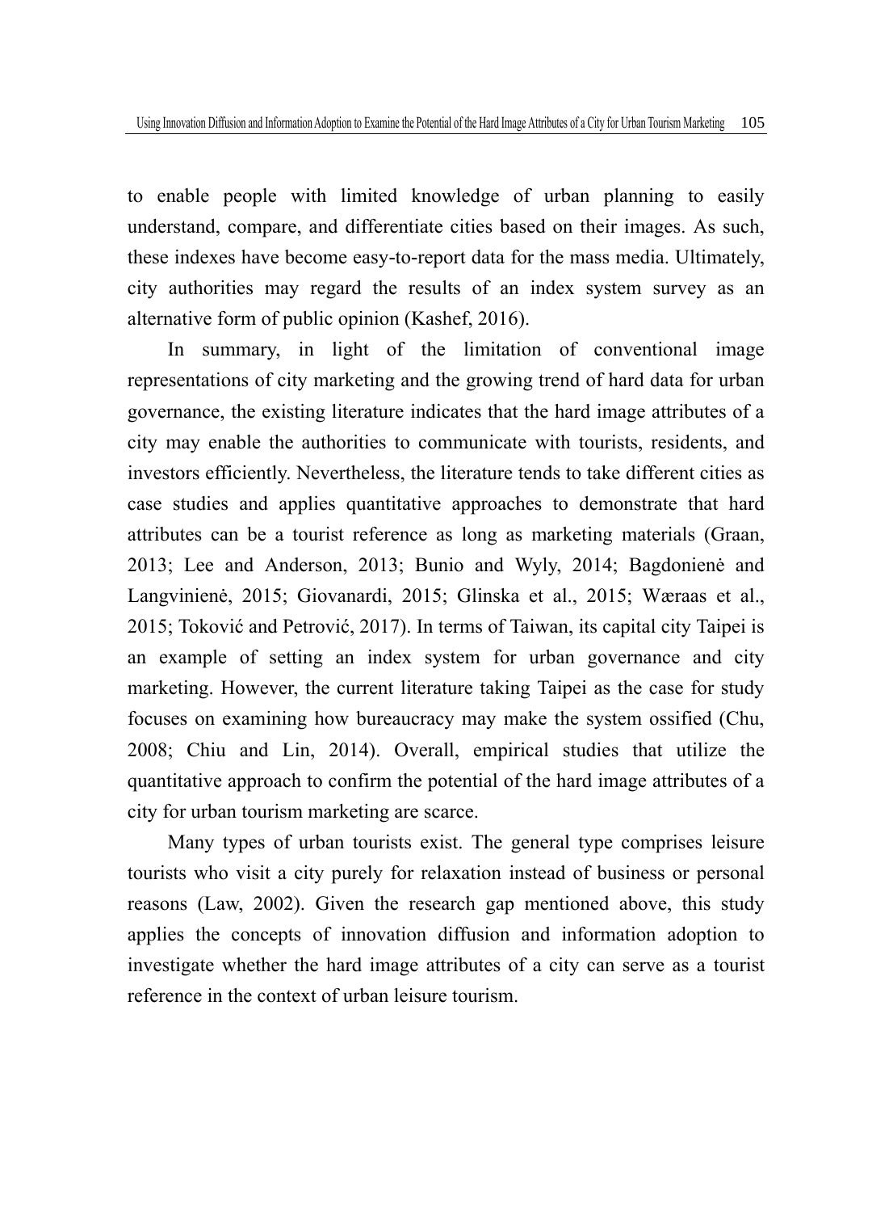to enable people with limited knowledge of urban planning to easily understand, compare, and differentiate cities based on their images. As such, these indexes have become easy-to-report data for the mass media. Ultimately, city authorities may regard the results of an index system survey as an alternative form of public opinion (Kashef, 2016).

In summary, in light of the limitation of conventional image representations of city marketing and the growing trend of hard data for urban governance, the existing literature indicates that the hard image attributes of a city may enable the authorities to communicate with tourists, residents, and investors efficiently. Nevertheless, the literature tends to take different cities as case studies and applies quantitative approaches to demonstrate that hard attributes can be a tourist reference as long as marketing materials (Graan, 2013; Lee and Anderson, 2013; Bunio and Wyly, 2014; Bagdonienė and Langvinienė, 2015; Giovanardi, 2015; Glinska et al., 2015; Wæraas et al., 2015; Toković and Petrović, 2017). In terms of Taiwan, its capital city Taipei is an example of setting an index system for urban governance and city marketing. However, the current literature taking Taipei as the case for study focuses on examining how bureaucracy may make the system ossified (Chu, 2008; Chiu and Lin, 2014). Overall, empirical studies that utilize the quantitative approach to confirm the potential of the hard image attributes of a city for urban tourism marketing are scarce.

Many types of urban tourists exist. The general type comprises leisure tourists who visit a city purely for relaxation instead of business or personal reasons (Law, 2002). Given the research gap mentioned above, this study applies the concepts of innovation diffusion and information adoption to investigate whether the hard image attributes of a city can serve as a tourist reference in the context of urban leisure tourism.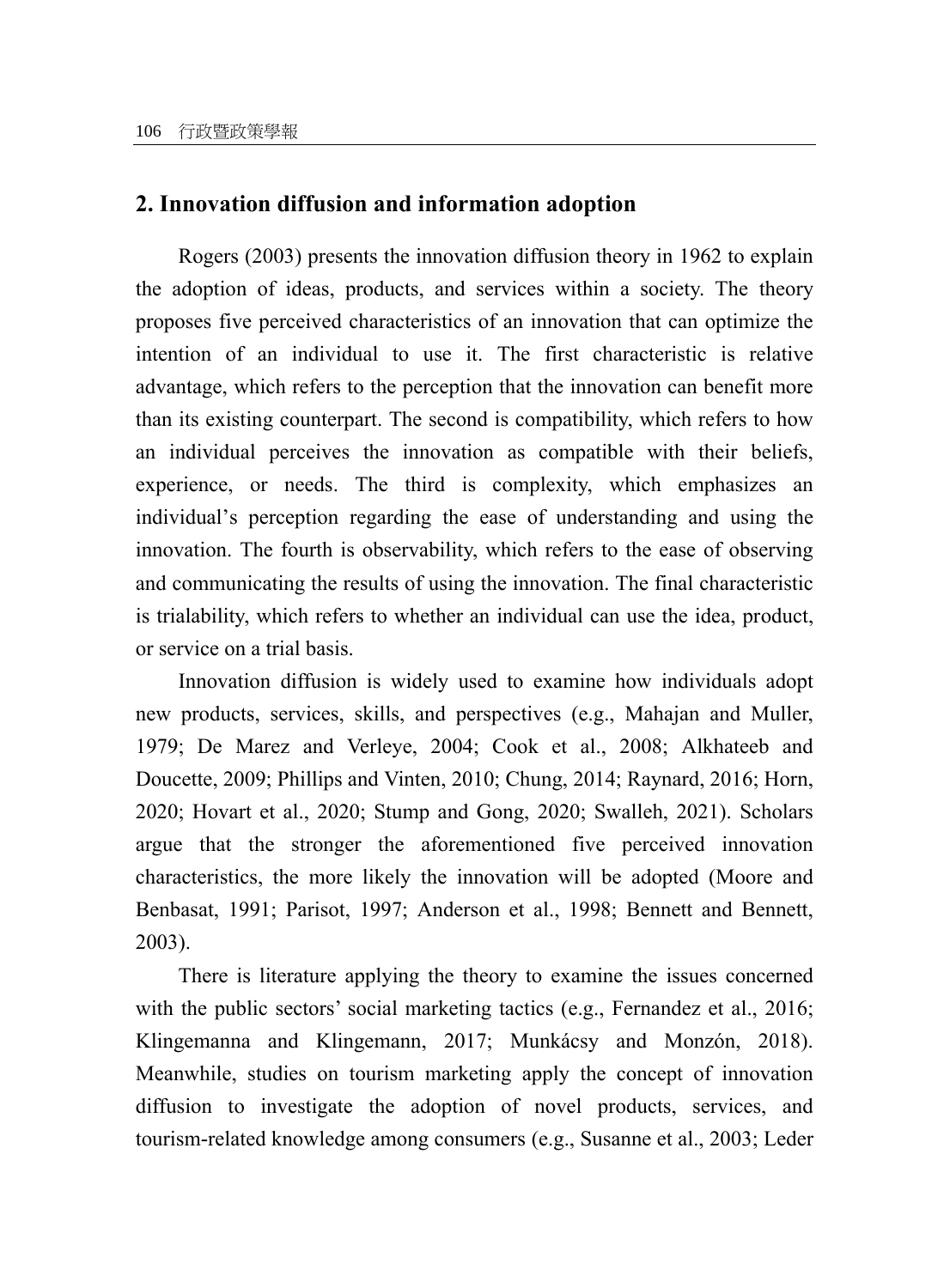## 2. Innovation diffusion and information adoption

Rogers (2003) presents the innovation diffusion theory in 1962 to explain the adoption of ideas, products, and services within a society. The theory proposes five perceived characteristics of an innovation that can optimize the intention of an individual to use it. The first characteristic is relative advantage, which refers to the perception that the innovation can benefit more than its existing counterpart. The second is compatibility, which refers to how an individual perceives the innovation as compatible with their beliefs, experience, or needs. The third is complexity, which emphasizes an individual's perception regarding the ease of understanding and using the innovation. The fourth is observability, which refers to the ease of observing and communicating the results of using the innovation. The final characteristic is trialability, which refers to whether an individual can use the idea, product, or service on a trial basis.

Innovation diffusion is widely used to examine how individuals adopt new products, services, skills, and perspectives (e.g., Mahajan and Muller, 1979; De Marez and Verleye, 2004; Cook et al., 2008; Alkhateeb and Doucette, 2009; Phillips and Vinten, 2010; Chung, 2014; Raynard, 2016; Horn, 2020; Hovart et al., 2020; Stump and Gong, 2020; Swalleh, 2021). Scholars argue that the stronger the aforementioned five perceived innovation characteristics, the more likely the innovation will be adopted (Moore and Benbasat, 1991; Parisot, 1997; Anderson et al., 1998; Bennett and Bennett, 2003).

There is literature applying the theory to examine the issues concerned with the public sectors' social marketing tactics (e.g., Fernandez et al., 2016; Klingemanna and Klingemann, 2017; Munkácsy and Monzón, 2018). Meanwhile, studies on tourism marketing apply the concept of innovation diffusion to investigate the adoption of novel products, services, and tourism-related knowledge among consumers (e.g., Susanne et al., 2003; Leder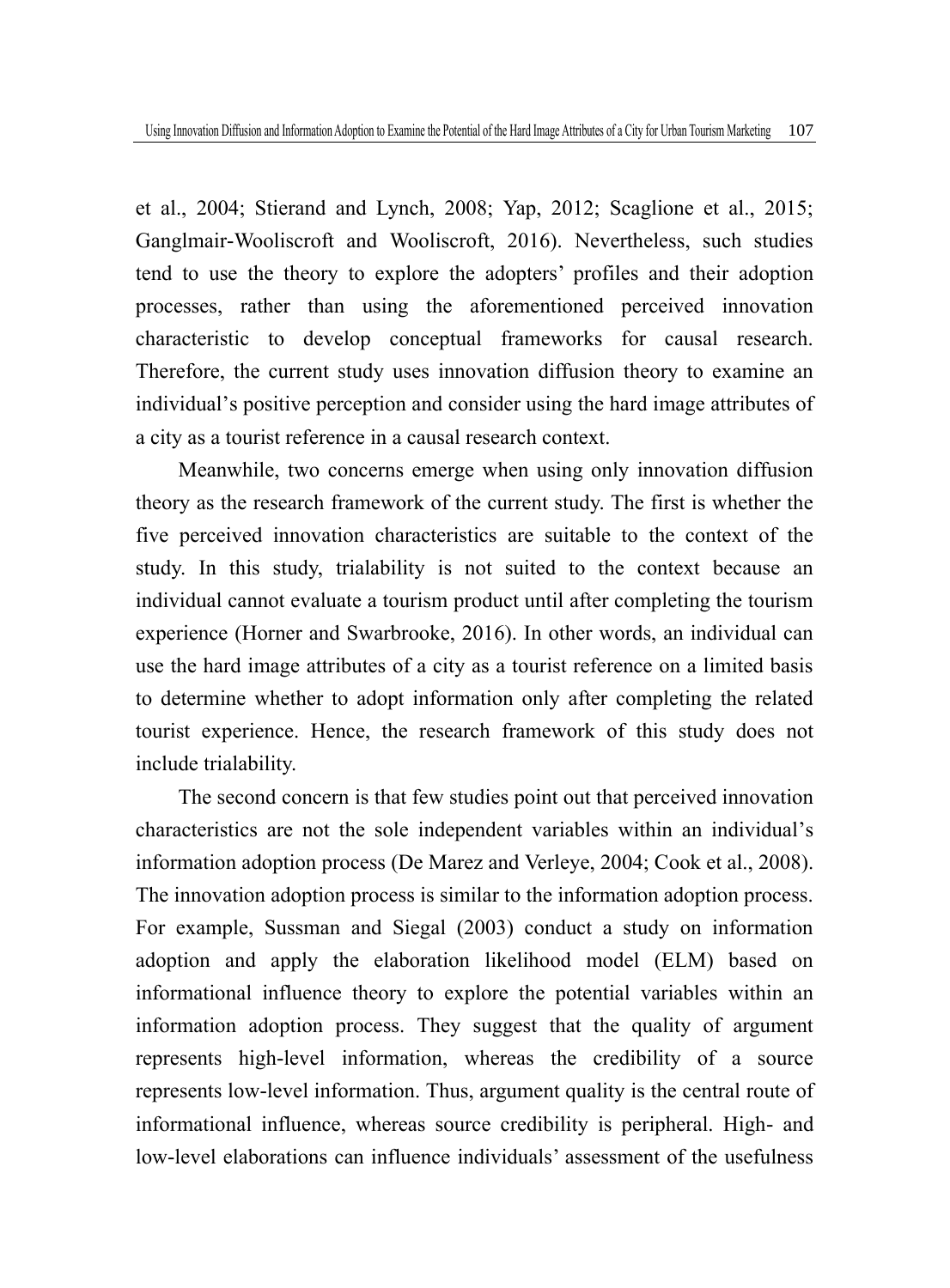et al., 2004; Stierand and Lynch, 2008; Yap, 2012; Scaglione et al., 2015; Ganglmair-Wooliscroft and Wooliscroft, 2016). Nevertheless, such studies tend to use the theory to explore the adopters' profiles and their adoption processes, rather than using the aforementioned perceived innovation characteristic to develop conceptual frameworks for causal research. Therefore, the current study uses innovation diffusion theory to examine an individual's positive perception and consider using the hard image attributes of a city as a tourist reference in a causal research context.

Meanwhile, two concerns emerge when using only innovation diffusion theory as the research framework of the current study. The first is whether the five perceived innovation characteristics are suitable to the context of the study. In this study, trialability is not suited to the context because an individual cannot evaluate a tourism product until after completing the tourism experience (Horner and Swarbrooke, 2016). In other words, an individual can use the hard image attributes of a city as a tourist reference on a limited basis to determine whether to adopt information only after completing the related tourist experience. Hence, the research framework of this study does not include trialability.

The second concern is that few studies point out that perceived innovation characteristics are not the sole independent variables within an individual's information adoption process (De Marez and Verleye, 2004; Cook et al., 2008). The innovation adoption process is similar to the information adoption process. For example, Sussman and Siegal (2003) conduct a study on information adoption and apply the elaboration likelihood model (ELM) based on informational influence theory to explore the potential variables within an information adoption process. They suggest that the quality of argument represents high-level information, whereas the credibility of a source represents low-level information. Thus, argument quality is the central route of informational influence, whereas source credibility is peripheral. High- and low-level elaborations can influence individuals' assessment of the usefulness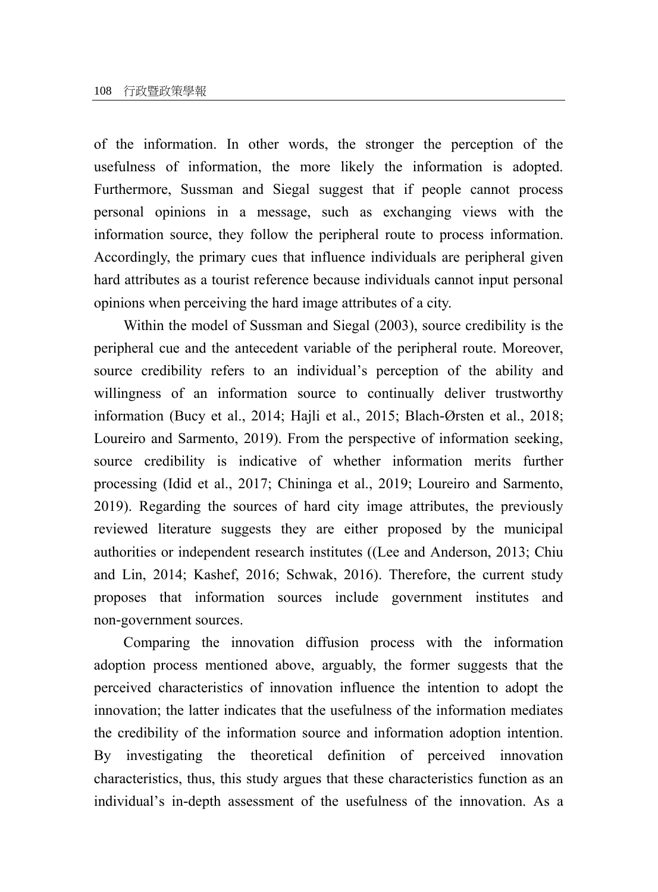of the information. In other words, the stronger the perception of the usefulness of information, the more likely the information is adopted. Furthermore, Sussman and Siegal suggest that if people cannot process personal opinions in a message, such as exchanging views with the information source, they follow the peripheral route to process information. Accordingly, the primary cues that influence individuals are peripheral given hard attributes as a tourist reference because individuals cannot input personal opinions when perceiving the hard image attributes of a city.

Within the model of Sussman and Siegal (2003), source credibility is the peripheral cue and the antecedent variable of the peripheral route. Moreover, source credibility refers to an individual's perception of the ability and willingness of an information source to continually deliver trustworthy information (Bucy et al., 2014; Hajli et al., 2015; Blach-Ørsten et al., 2018; Loureiro and Sarmento, 2019). From the perspective of information seeking, source credibility is indicative of whether information merits further processing (Idid et al., 2017; Chininga et al., 2019; Loureiro and Sarmento, 2019). Regarding the sources of hard city image attributes, the previously reviewed literature suggests they are either proposed by the municipal authorities or independent research institutes ((Lee and Anderson, 2013; Chiu and Lin, 2014; Kashef, 2016; Schwak, 2016). Therefore, the current study proposes that information sources include government institutes and non-government sources.

Comparing the innovation diffusion process with the information adoption process mentioned above, arguably, the former suggests that the perceived characteristics of innovation influence the intention to adopt the innovation; the latter indicates that the usefulness of the information mediates the credibility of the information source and information adoption intention. By investigating the theoretical definition of perceived innovation characteristics, thus, this study argues that these characteristics function as an individual's in-depth assessment of the usefulness of the innovation. As a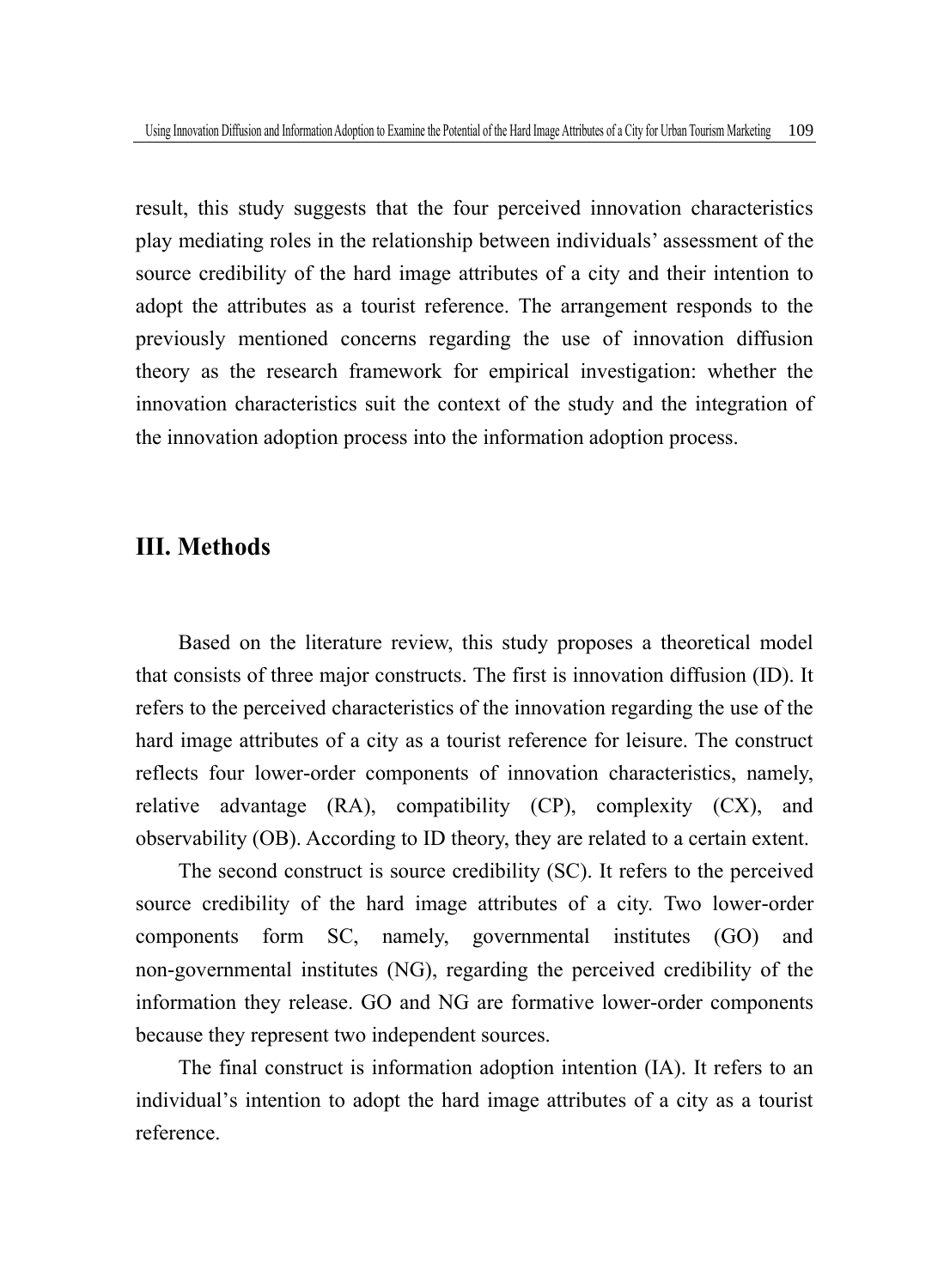result, this study suggests that the four perceived innovation characteristics play mediating roles in the relationship between individuals' assessment of the source credibility of the hard image attributes of a city and their intention to adopt the attributes as a tourist reference. The arrangement responds to the previously mentioned concerns regarding the use of innovation diffusion theory as the research framework for empirical investigation: whether the innovation characteristics suit the context of the study and the integration of the innovation adoption process into the information adoption process.

## III. Methods

Based on the literature review, this study proposes a theoretical model that consists of three major constructs. The first is innovation diffusion (ID). It refers to the perceived characteristics of the innovation regarding the use of the hard image attributes of a city as a tourist reference for leisure. The construct reflects four lower-order components of innovation characteristics, namely, relative advantage (RA), compatibility (CP), complexity (CX), and observability (OB). According to ID theory, they are related to a certain extent.

The second construct is source credibility (SC). It refers to the perceived source credibility of the hard image attributes of a city. Two lower-order components form SC, namely, governmental institutes (GO) and non-governmental institutes (NG), regarding the perceived credibility of the information they release. GO and NG are formative lower-order components because they represent two independent sources.

The final construct is information adoption intention (IA). It refers to an individual's intention to adopt the hard image attributes of a city as a tourist reference.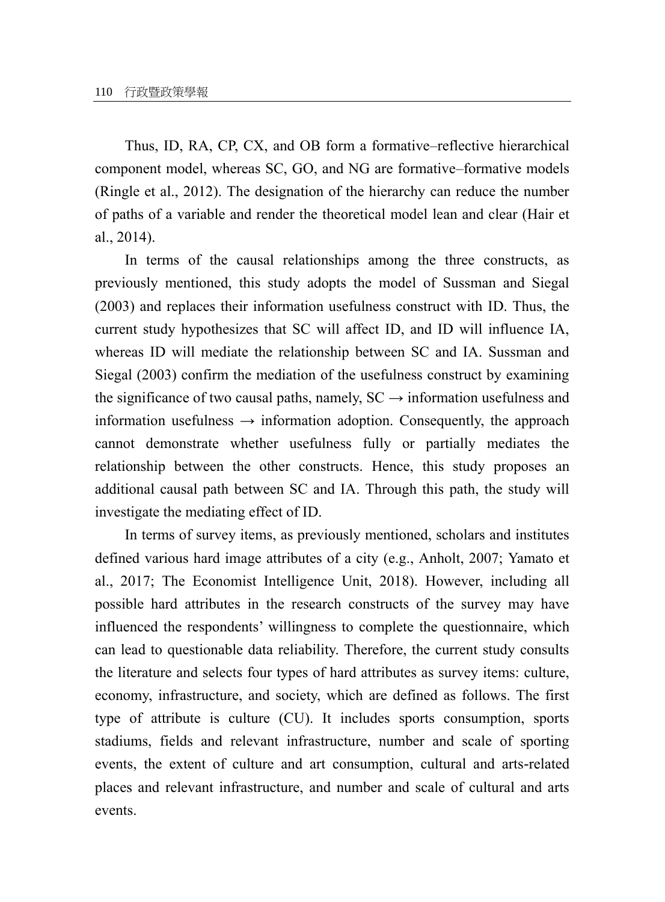Thus, ID, RA, CP, CX, and OB form a formative–reflective hierarchical component model, whereas SC, GO, and NG are formative–formative models (Ringle et al., 2012). The designation of the hierarchy can reduce the number of paths of a variable and render the theoretical model lean and clear (Hair et al., 2014).

In terms of the causal relationships among the three constructs, as previously mentioned, this study adopts the model of Sussman and Siegal (2003) and replaces their information usefulness construct with ID. Thus, the current study hypothesizes that SC will affect ID, and ID will influence IA, whereas ID will mediate the relationship between SC and IA. Sussman and Siegal (2003) confirm the mediation of the usefulness construct by examining the significance of two causal paths, namely, SC → information usefulness and information usefulness → information adoption. Consequently, the approach cannot demonstrate whether usefulness fully or partially mediates the relationship between the other constructs. Hence, this study proposes an additional causal path between SC and IA. Through this path, the study will investigate the mediating effect of ID.

In terms of survey items, as previously mentioned, scholars and institutes defined various hard image attributes of a city (e.g., Anholt, 2007; Yamato et al., 2017; The Economist Intelligence Unit, 2018). However, including all possible hard attributes in the research constructs of the survey may have influenced the respondents' willingness to complete the questionnaire, which can lead to questionable data reliability. Therefore, the current study consults the literature and selects four types of hard attributes as survey items: culture, economy, infrastructure, and society, which are defined as follows. The first type of attribute is culture (CU). It includes sports consumption, sports stadiums, fields and relevant infrastructure, number and scale of sporting events, the extent of culture and art consumption, cultural and arts-related places and relevant infrastructure, and number and scale of cultural and arts events.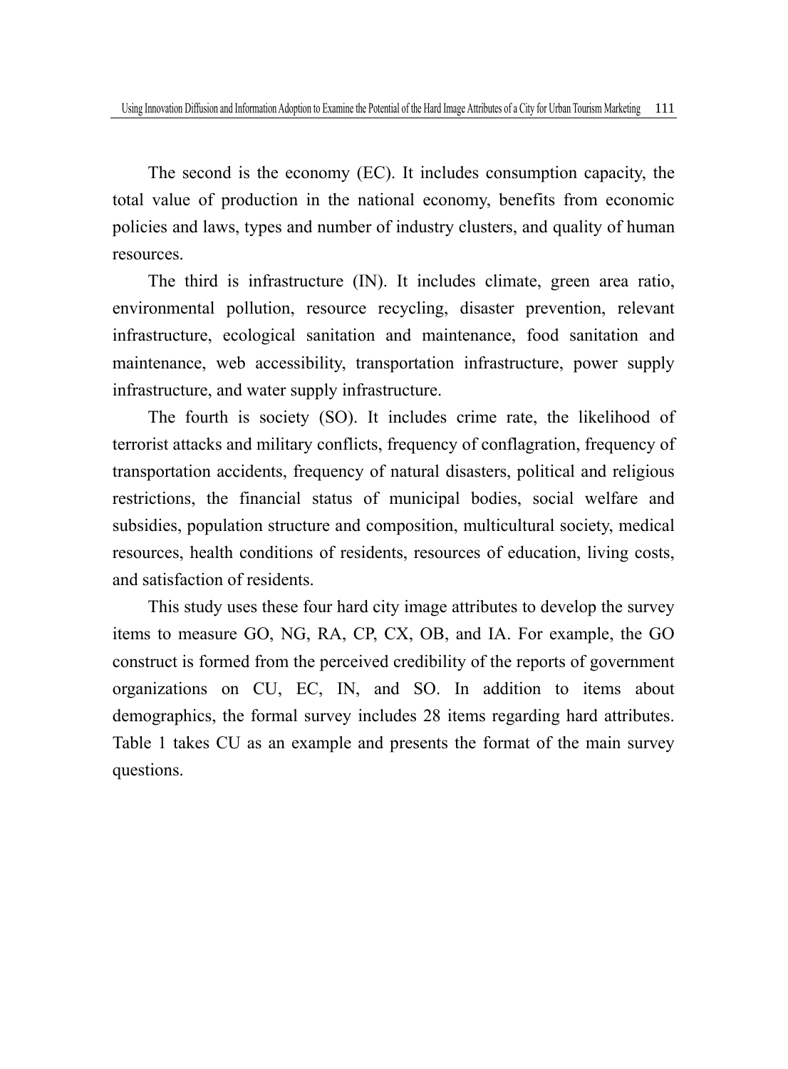The second is the economy (EC). It includes consumption capacity, the total value of production in the national economy, benefits from economic policies and laws, types and number of industry clusters, and quality of human resources.

The third is infrastructure (IN). It includes climate, green area ratio, environmental pollution, resource recycling, disaster prevention, relevant infrastructure, ecological sanitation and maintenance, food sanitation and maintenance, web accessibility, transportation infrastructure, power supply infrastructure, and water supply infrastructure.

The fourth is society (SO). It includes crime rate, the likelihood of terrorist attacks and military conflicts, frequency of conflagration, frequency of transportation accidents, frequency of natural disasters, political and religious restrictions, the financial status of municipal bodies, social welfare and subsidies, population structure and composition, multicultural society, medical resources, health conditions of residents, resources of education, living costs, and satisfaction of residents.

This study uses these four hard city image attributes to develop the survey items to measure GO, NG, RA, CP, CX, OB, and IA. For example, the GO construct is formed from the perceived credibility of the reports of government organizations on CU, EC, IN, and SO. In addition to items about demographics, the formal survey includes 28 items regarding hard attributes. Table 1 takes CU as an example and presents the format of the main survey questions.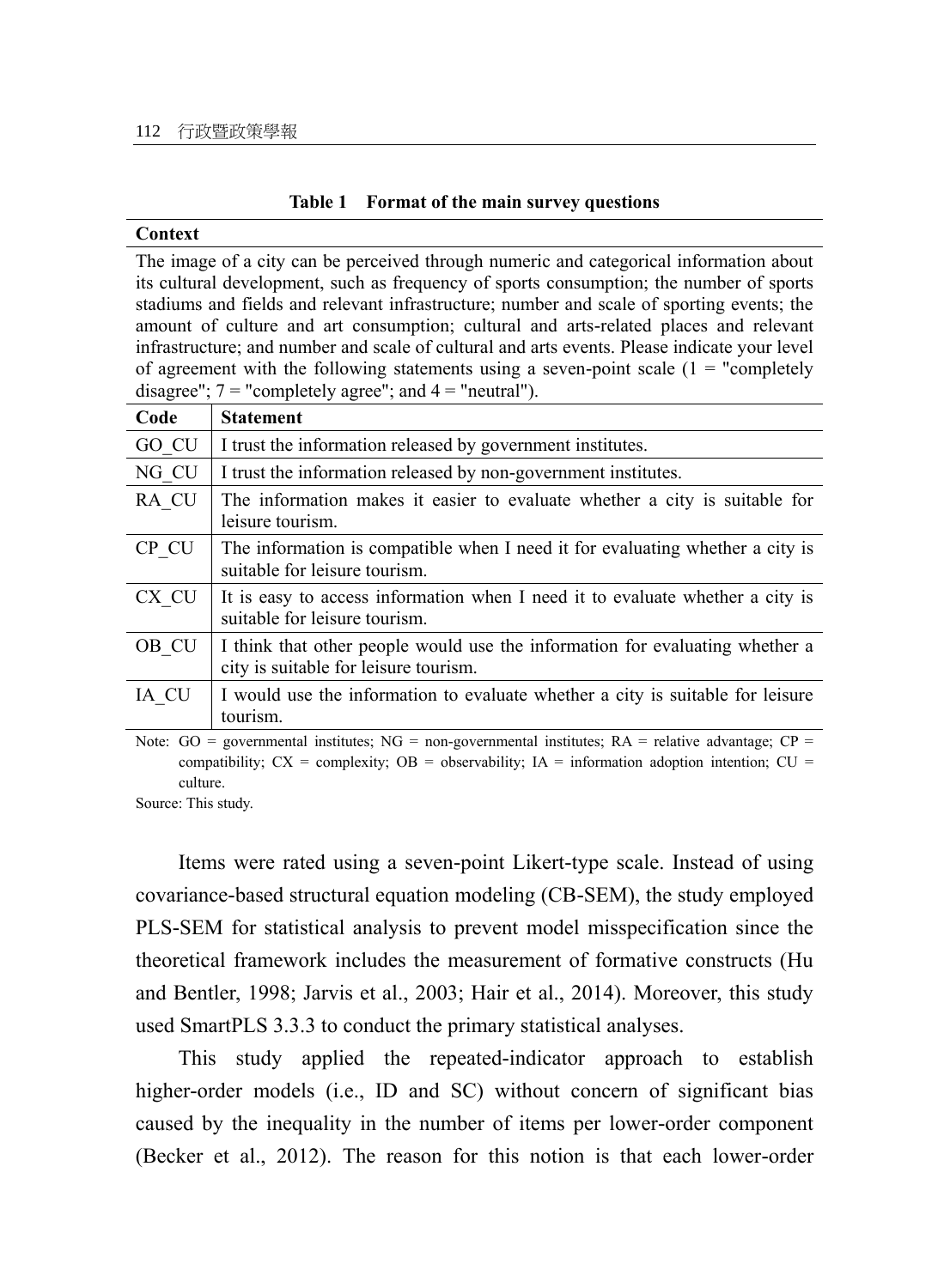**Table 1　Format of the main survey questions**

| Context | |
|---|---|
| The image of a city can be perceived through numeric and categorical information about its cultural development, such as frequency of sports consumption; the number of sports stadiums and fields and relevant infrastructure; number and scale of sporting events; the amount of culture and art consumption; cultural and arts-related places and relevant infrastructure; and number and scale of cultural and arts events. Please indicate your level of agreement with the following statements using a seven-point scale (1 = "completely disagree"; 7 = "completely agree"; and 4 = "neutral"). | |
| **Code** | **Statement** |
| GO_CU | I trust the information released by government institutes. |
| NG_CU | I trust the information released by non-government institutes. |
| RA_CU | The information makes it easier to evaluate whether a city is suitable for leisure tourism. |
| CP_CU | The information is compatible when I need it for evaluating whether a city is suitable for leisure tourism. |
| CX_CU | It is easy to access information when I need it to evaluate whether a city is suitable for leisure tourism. |
| OB_CU | I think that other people would use the information for evaluating whether a city is suitable for leisure tourism. |
| IA_CU | I would use the information to evaluate whether a city is suitable for leisure tourism. |

Note: GO = governmental institutes; NG = non-governmental institutes; RA = relative advantage; CP = compatibility; CX = complexity; OB = observability; IA = information adoption intention; CU = culture.

Source: This study.

Items were rated using a seven-point Likert-type scale. Instead of using covariance-based structural equation modeling (CB-SEM), the study employed PLS-SEM for statistical analysis to prevent model misspecification since the theoretical framework includes the measurement of formative constructs (Hu and Bentler, 1998; Jarvis et al., 2003; Hair et al., 2014). Moreover, this study used SmartPLS 3.3.3 to conduct the primary statistical analyses.

This study applied the repeated-indicator approach to establish higher-order models (i.e., ID and SC) without concern of significant bias caused by the inequality in the number of items per lower-order component (Becker et al., 2012). The reason for this notion is that each lower-order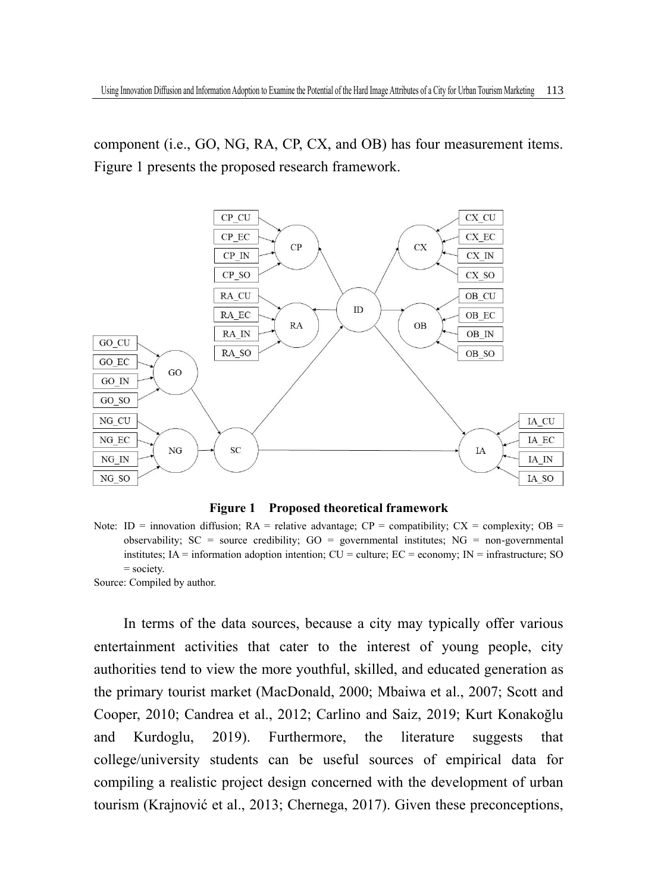component (i.e., GO, NG, RA, CP, CX, and OB) has four measurement items. Figure 1 presents the proposed research framework.

**Figure 1 Proposed theoretical framework**

Note: ID = innovation diffusion; RA = relative advantage; CP = compatibility; CX = complexity; OB = observability; SC = source credibility; GO = governmental institutes; NG = non-governmental institutes; IA = information adoption intention; CU = culture; EC = economy; IN = infrastructure; SO = society.

Source: Compiled by author.

In terms of the data sources, because a city may typically offer various entertainment activities that cater to the interest of young people, city authorities tend to view the more youthful, skilled, and educated generation as the primary tourist market (MacDonald, 2000; Mbaiwa et al., 2007; Scott and Cooper, 2010; Candrea et al., 2012; Carlino and Saiz, 2019; Kurt Konakoğlu and Kurdoglu, 2019). Furthermore, the literature suggests that college/university students can be useful sources of empirical data for compiling a realistic project design concerned with the development of urban tourism (Krajnović et al., 2013; Chernega, 2017). Given these preconceptions,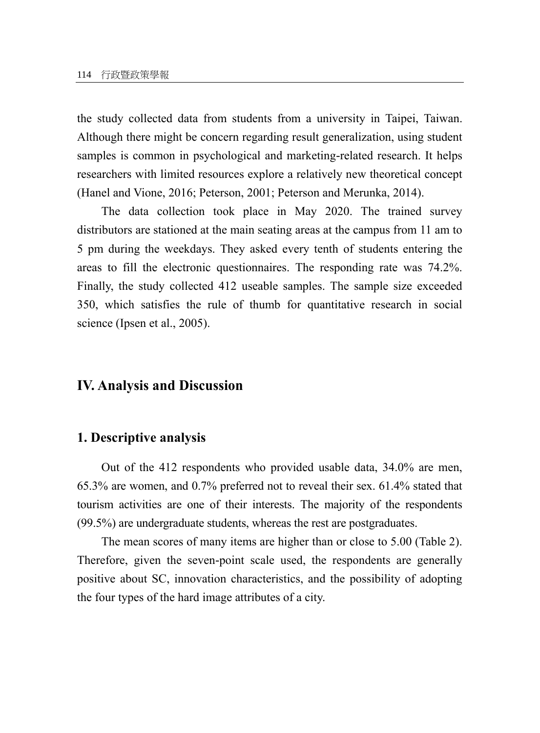the study collected data from students from a university in Taipei, Taiwan. Although there might be concern regarding result generalization, using student samples is common in psychological and marketing-related research. It helps researchers with limited resources explore a relatively new theoretical concept (Hanel and Vione, 2016; Peterson, 2001; Peterson and Merunka, 2014).

The data collection took place in May 2020. The trained survey distributors are stationed at the main seating areas at the campus from 11 am to 5 pm during the weekdays. They asked every tenth of students entering the areas to fill the electronic questionnaires. The responding rate was 74.2%. Finally, the study collected 412 useable samples. The sample size exceeded 350, which satisfies the rule of thumb for quantitative research in social science (Ipsen et al., 2005).

## IV. Analysis and Discussion

### 1. Descriptive analysis

Out of the 412 respondents who provided usable data, 34.0% are men, 65.3% are women, and 0.7% preferred not to reveal their sex. 61.4% stated that tourism activities are one of their interests. The majority of the respondents (99.5%) are undergraduate students, whereas the rest are postgraduates.

The mean scores of many items are higher than or close to 5.00 (Table 2). Therefore, given the seven-point scale used, the respondents are generally positive about SC, innovation characteristics, and the possibility of adopting the four types of the hard image attributes of a city.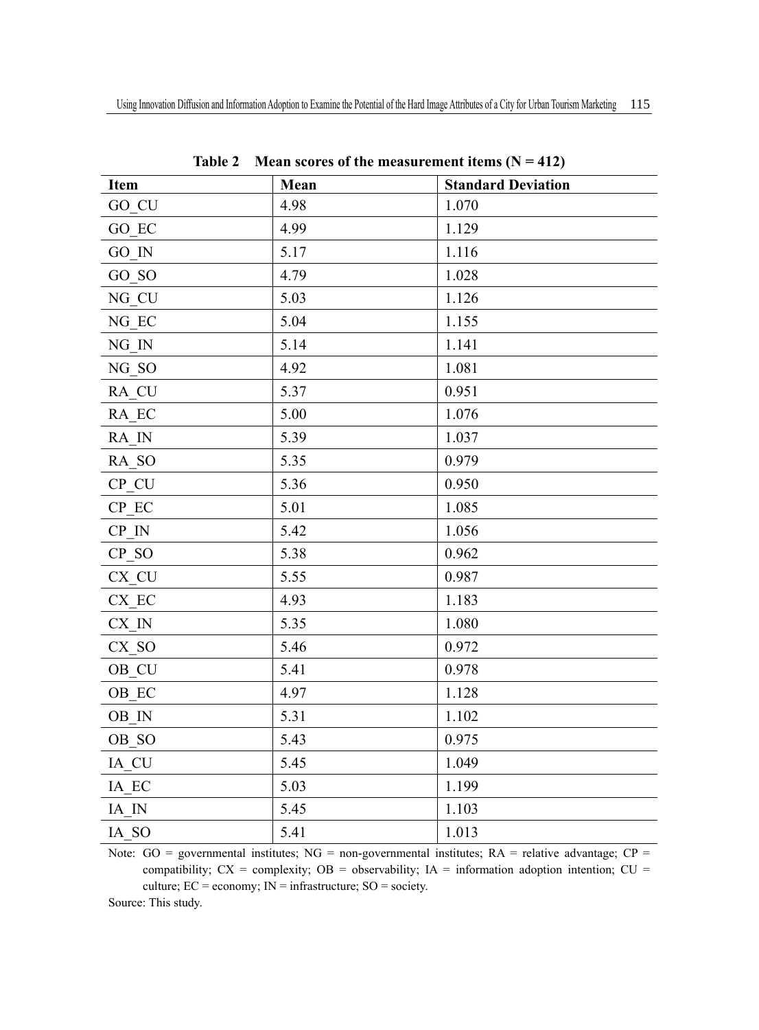**Table 2 Mean scores of the measurement items (N = 412)**

| Item | Mean | Standard Deviation |
|---|---|---|
| GO_CU | 4.98 | 1.070 |
| GO_EC | 4.99 | 1.129 |
| GO_IN | 5.17 | 1.116 |
| GO_SO | 4.79 | 1.028 |
| NG_CU | 5.03 | 1.126 |
| NG_EC | 5.04 | 1.155 |
| NG_IN | 5.14 | 1.141 |
| NG_SO | 4.92 | 1.081 |
| RA_CU | 5.37 | 0.951 |
| RA_EC | 5.00 | 1.076 |
| RA_IN | 5.39 | 1.037 |
| RA_SO | 5.35 | 0.979 |
| CP_CU | 5.36 | 0.950 |
| CP_EC | 5.01 | 1.085 |
| CP_IN | 5.42 | 1.056 |
| CP_SO | 5.38 | 0.962 |
| CX_CU | 5.55 | 0.987 |
| CX_EC | 4.93 | 1.183 |
| CX_IN | 5.35 | 1.080 |
| CX_SO | 5.46 | 0.972 |
| OB_CU | 5.41 | 0.978 |
| OB_EC | 4.97 | 1.128 |
| OB_IN | 5.31 | 1.102 |
| OB_SO | 5.43 | 0.975 |
| IA_CU | 5.45 | 1.049 |
| IA_EC | 5.03 | 1.199 |
| IA_IN | 5.45 | 1.103 |
| IA_SO | 5.41 | 1.013 |

Note: GO = governmental institutes; NG = non-governmental institutes; RA = relative advantage; CP = compatibility; CX = complexity; OB = observability; IA = information adoption intention; CU = culture; EC = economy; IN = infrastructure; SO = society.

Source: This study.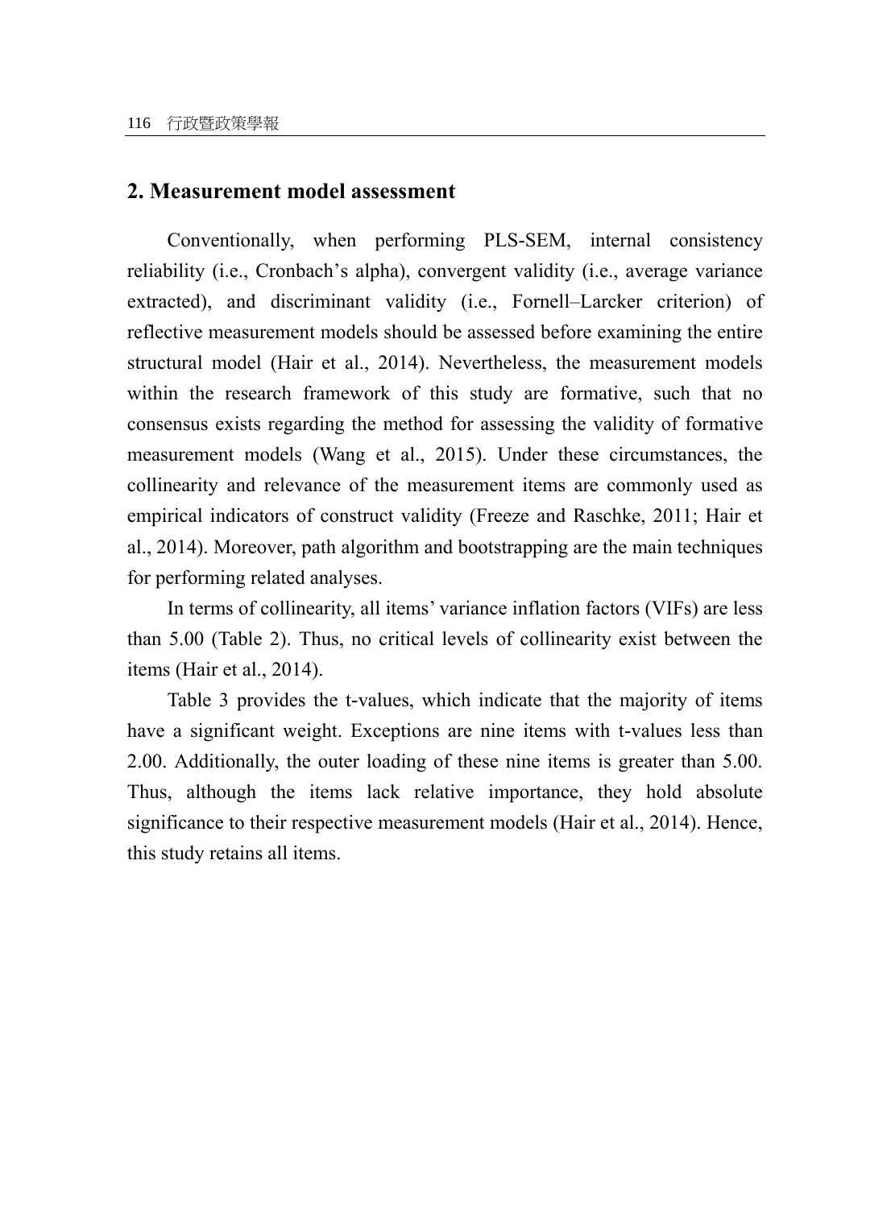## 2. Measurement model assessment

Conventionally, when performing PLS-SEM, internal consistency reliability (i.e., Cronbach's alpha), convergent validity (i.e., average variance extracted), and discriminant validity (i.e., Fornell–Larcker criterion) of reflective measurement models should be assessed before examining the entire structural model (Hair et al., 2014). Nevertheless, the measurement models within the research framework of this study are formative, such that no consensus exists regarding the method for assessing the validity of formative measurement models (Wang et al., 2015). Under these circumstances, the collinearity and relevance of the measurement items are commonly used as empirical indicators of construct validity (Freeze and Raschke, 2011; Hair et al., 2014). Moreover, path algorithm and bootstrapping are the main techniques for performing related analyses.

In terms of collinearity, all items' variance inflation factors (VIFs) are less than 5.00 (Table 2). Thus, no critical levels of collinearity exist between the items (Hair et al., 2014).

Table 3 provides the t-values, which indicate that the majority of items have a significant weight. Exceptions are nine items with t-values less than 2.00. Additionally, the outer loading of these nine items is greater than 5.00. Thus, although the items lack relative importance, they hold absolute significance to their respective measurement models (Hair et al., 2014). Hence, this study retains all items.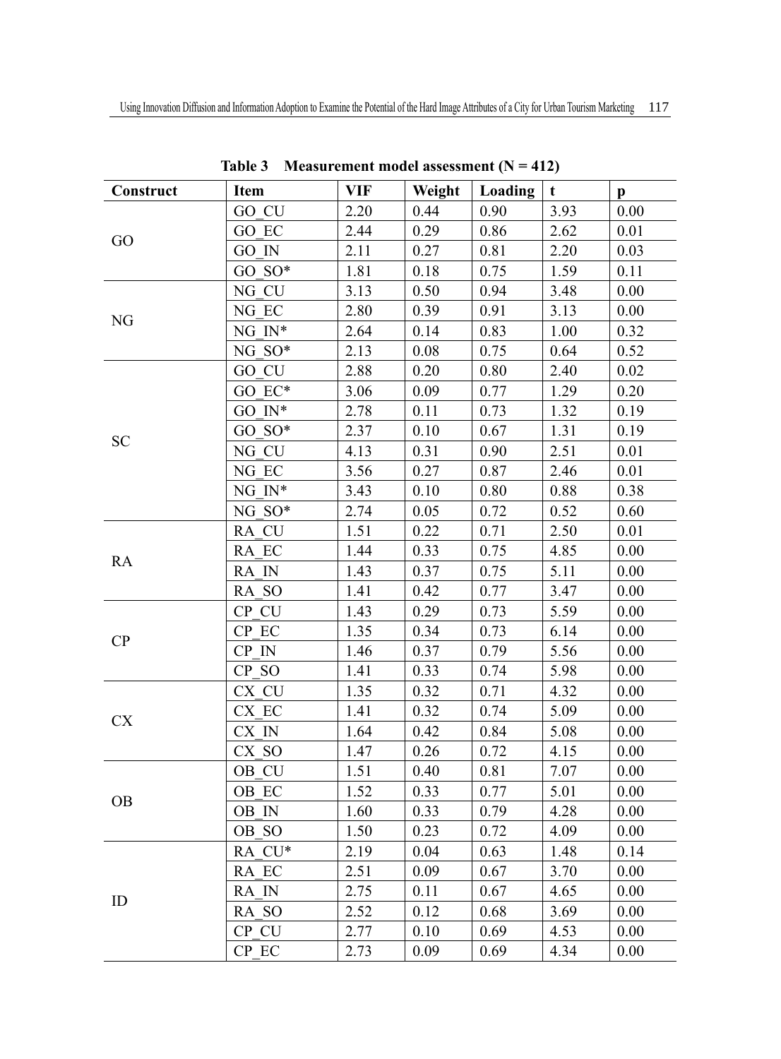**Table 3 Measurement model assessment (N = 412)**

| Construct | Item | VIF | Weight | Loading | t | p |
|---|---|---|---|---|---|---|
| GO | GO_CU | 2.20 | 0.44 | 0.90 | 3.93 | 0.00 |
| | GO_EC | 2.44 | 0.29 | 0.86 | 2.62 | 0.01 |
| | GO_IN | 2.11 | 0.27 | 0.81 | 2.20 | 0.03 |
| | GO_SO* | 1.81 | 0.18 | 0.75 | 1.59 | 0.11 |
| NG | NG_CU | 3.13 | 0.50 | 0.94 | 3.48 | 0.00 |
| | NG_EC | 2.80 | 0.39 | 0.91 | 3.13 | 0.00 |
| | NG_IN* | 2.64 | 0.14 | 0.83 | 1.00 | 0.32 |
| | NG_SO* | 2.13 | 0.08 | 0.75 | 0.64 | 0.52 |
| SC | GO_CU | 2.88 | 0.20 | 0.80 | 2.40 | 0.02 |
| | GO_EC* | 3.06 | 0.09 | 0.77 | 1.29 | 0.20 |
| | GO_IN* | 2.78 | 0.11 | 0.73 | 1.32 | 0.19 |
| | GO_SO* | 2.37 | 0.10 | 0.67 | 1.31 | 0.19 |
| | NG_CU | 4.13 | 0.31 | 0.90 | 2.51 | 0.01 |
| | NG_EC | 3.56 | 0.27 | 0.87 | 2.46 | 0.01 |
| | NG_IN* | 3.43 | 0.10 | 0.80 | 0.88 | 0.38 |
| | NG_SO* | 2.74 | 0.05 | 0.72 | 0.52 | 0.60 |
| RA | RA_CU | 1.51 | 0.22 | 0.71 | 2.50 | 0.01 |
| | RA_EC | 1.44 | 0.33 | 0.75 | 4.85 | 0.00 |
| | RA_IN | 1.43 | 0.37 | 0.75 | 5.11 | 0.00 |
| | RA_SO | 1.41 | 0.42 | 0.77 | 3.47 | 0.00 |
| CP | CP_CU | 1.43 | 0.29 | 0.73 | 5.59 | 0.00 |
| | CP_EC | 1.35 | 0.34 | 0.73 | 6.14 | 0.00 |
| | CP_IN | 1.46 | 0.37 | 0.79 | 5.56 | 0.00 |
| | CP_SO | 1.41 | 0.33 | 0.74 | 5.98 | 0.00 |
| CX | CX_CU | 1.35 | 0.32 | 0.71 | 4.32 | 0.00 |
| | CX_EC | 1.41 | 0.32 | 0.74 | 5.09 | 0.00 |
| | CX_IN | 1.64 | 0.42 | 0.84 | 5.08 | 0.00 |
| | CX_SO | 1.47 | 0.26 | 0.72 | 4.15 | 0.00 |
| OB | OB_CU | 1.51 | 0.40 | 0.81 | 7.07 | 0.00 |
| | OB_EC | 1.52 | 0.33 | 0.77 | 5.01 | 0.00 |
| | OB_IN | 1.60 | 0.33 | 0.79 | 4.28 | 0.00 |
| | OB_SO | 1.50 | 0.23 | 0.72 | 4.09 | 0.00 |
| ID | RA_CU* | 2.19 | 0.04 | 0.63 | 1.48 | 0.14 |
| | RA_EC | 2.51 | 0.09 | 0.67 | 3.70 | 0.00 |
| | RA_IN | 2.75 | 0.11 | 0.67 | 4.65 | 0.00 |
| | RA_SO | 2.52 | 0.12 | 0.68 | 3.69 | 0.00 |
| | CP_CU | 2.77 | 0.10 | 0.69 | 4.53 | 0.00 |
| | CP_EC | 2.73 | 0.09 | 0.69 | 4.34 | 0.00 |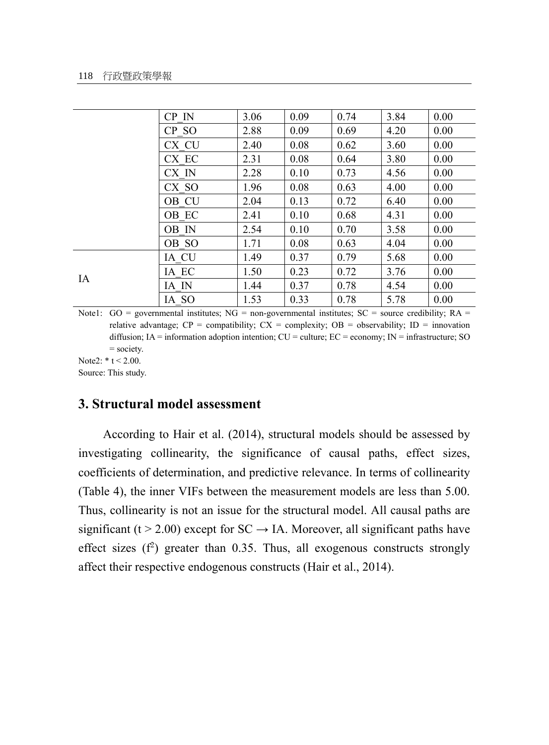| | | | | | | |
|---|---|---|---|---|---|---|
| | CP_IN | 3.06 | 0.09 | 0.74 | 3.84 | 0.00 |
| | CP_SO | 2.88 | 0.09 | 0.69 | 4.20 | 0.00 |
| | CX_CU | 2.40 | 0.08 | 0.62 | 3.60 | 0.00 |
| | CX_EC | 2.31 | 0.08 | 0.64 | 3.80 | 0.00 |
| | CX_IN | 2.28 | 0.10 | 0.73 | 4.56 | 0.00 |
| | CX_SO | 1.96 | 0.08 | 0.63 | 4.00 | 0.00 |
| | OB_CU | 2.04 | 0.13 | 0.72 | 6.40 | 0.00 |
| | OB_EC | 2.41 | 0.10 | 0.68 | 4.31 | 0.00 |
| | OB_IN | 2.54 | 0.10 | 0.70 | 3.58 | 0.00 |
| | OB_SO | 1.71 | 0.08 | 0.63 | 4.04 | 0.00 |
| IA | IA_CU | 1.49 | 0.37 | 0.79 | 5.68 | 0.00 |
| | IA_EC | 1.50 | 0.23 | 0.72 | 3.76 | 0.00 |
| | IA_IN | 1.44 | 0.37 | 0.78 | 4.54 | 0.00 |
| | IA_SO | 1.53 | 0.33 | 0.78 | 5.78 | 0.00 |

Note1: GO = governmental institutes; NG = non-governmental institutes; SC = source credibility; RA = relative advantage; CP = compatibility; CX = complexity; OB = observability; ID = innovation diffusion; IA = information adoption intention; CU = culture; EC = economy; IN = infrastructure; SO = society.

Note2: * $t < 2.00$.

Source: This study.

## 3. Structural model assessment

According to Hair et al. (2014), structural models should be assessed by investigating collinearity, the significance of causal paths, effect sizes, coefficients of determination, and predictive relevance. In terms of collinearity (Table 4), the inner VIFs between the measurement models are less than 5.00. Thus, collinearity is not an issue for the structural model. All causal paths are significant ($t > 2.00$) except for SC → IA. Moreover, all significant paths have effect sizes ($f^2$) greater than 0.35. Thus, all exogenous constructs strongly affect their respective endogenous constructs (Hair et al., 2014).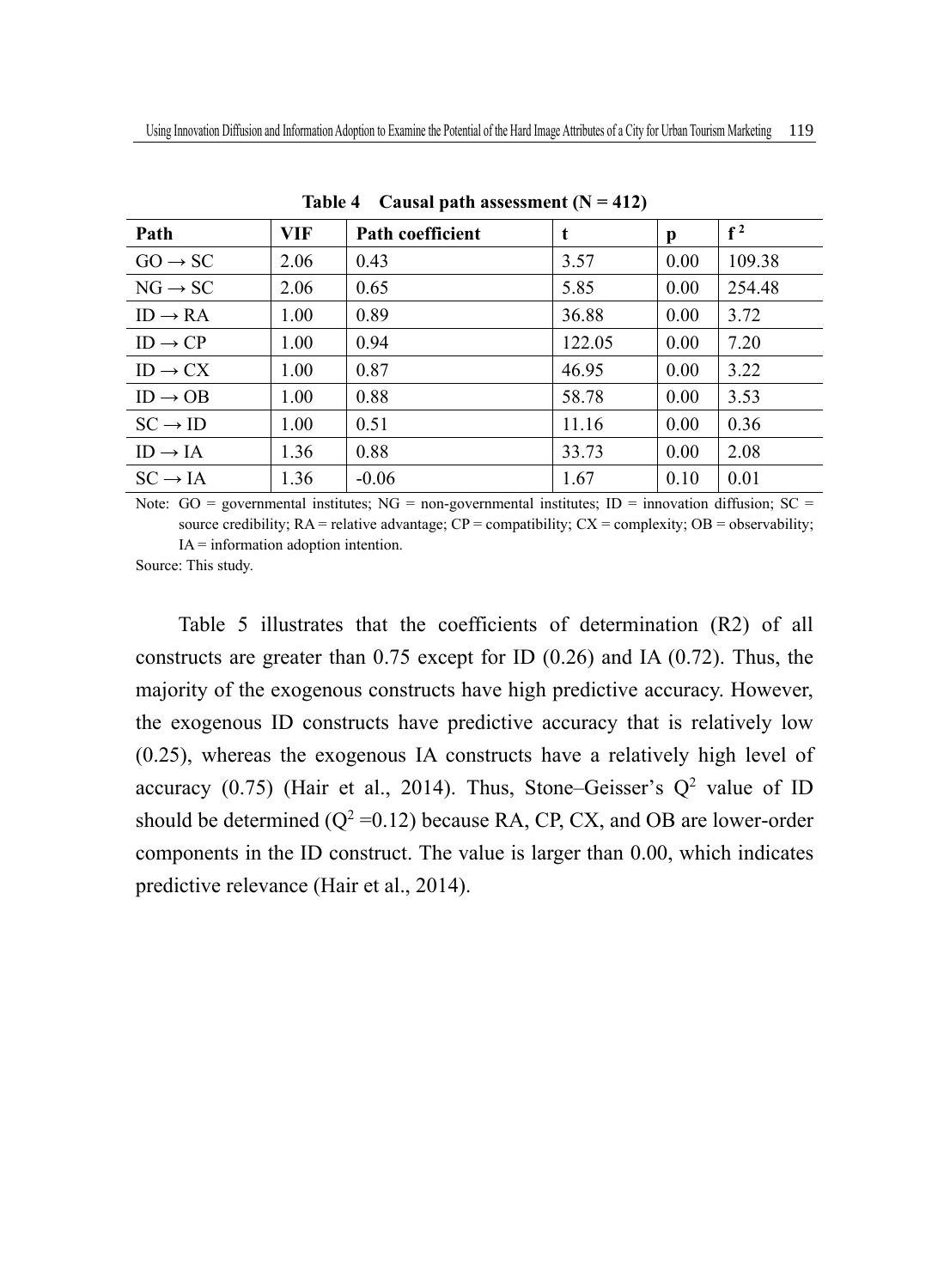**Table 4 Causal path assessment (N = 412)**

| Path | VIF | Path coefficient | t | p | $f^2$ |
|---|---|---|---|---|---|
| GO → SC | 2.06 | 0.43 | 3.57 | 0.00 | 109.38 |
| NG → SC | 2.06 | 0.65 | 5.85 | 0.00 | 254.48 |
| ID → RA | 1.00 | 0.89 | 36.88 | 0.00 | 3.72 |
| ID → CP | 1.00 | 0.94 | 122.05 | 0.00 | 7.20 |
| ID → CX | 1.00 | 0.87 | 46.95 | 0.00 | 3.22 |
| ID → OB | 1.00 | 0.88 | 58.78 | 0.00 | 3.53 |
| SC → ID | 1.00 | 0.51 | 11.16 | 0.00 | 0.36 |
| ID → IA | 1.36 | 0.88 | 33.73 | 0.00 | 2.08 |
| SC → IA | 1.36 | -0.06 | 1.67 | 0.10 | 0.01 |

Note: GO = governmental institutes; NG = non-governmental institutes; ID = innovation diffusion; SC = source credibility; RA = relative advantage; CP = compatibility; CX = complexity; OB = observability; IA = information adoption intention.

Source: This study.

Table 5 illustrates that the coefficients of determination (R2) of all constructs are greater than 0.75 except for ID (0.26) and IA (0.72). Thus, the majority of the exogenous constructs have high predictive accuracy. However, the exogenous ID constructs have predictive accuracy that is relatively low (0.25), whereas the exogenous IA constructs have a relatively high level of accuracy (0.75) (Hair et al., 2014). Thus, Stone–Geisser's $Q^2$ value of ID should be determined ($Q^2$ =0.12) because RA, CP, CX, and OB are lower-order components in the ID construct. The value is larger than 0.00, which indicates predictive relevance (Hair et al., 2014).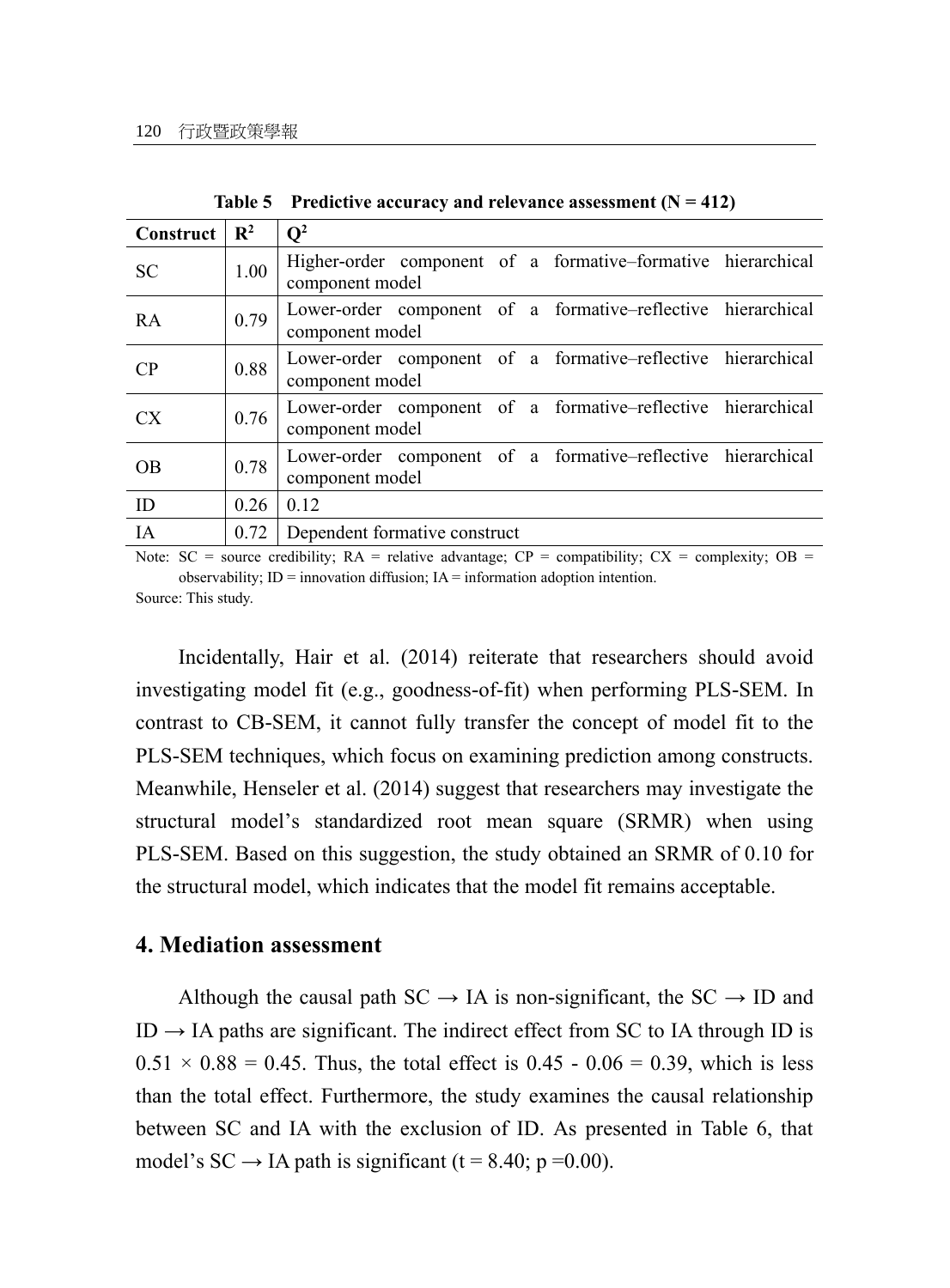**Table 5　Predictive accuracy and relevance assessment (N = 412)**

| Construct | $R^2$ | $Q^2$ |
|---|---|---|
| SC | 1.00 | Higher-order component of a formative–formative hierarchical component model |
| RA | 0.79 | Lower-order component of a formative–reflective hierarchical component model |
| CP | 0.88 | Lower-order component of a formative–reflective hierarchical component model |
| CX | 0.76 | Lower-order component of a formative–reflective hierarchical component model |
| OB | 0.78 | Lower-order component of a formative–reflective hierarchical component model |
| ID | 0.26 | 0.12 |
| IA | 0.72 | Dependent formative construct |

Note: SC = source credibility; RA = relative advantage; CP = compatibility; CX = complexity; OB = observability; ID = innovation diffusion; IA = information adoption intention.

Source: This study.

Incidentally, Hair et al. (2014) reiterate that researchers should avoid investigating model fit (e.g., goodness-of-fit) when performing PLS-SEM. In contrast to CB-SEM, it cannot fully transfer the concept of model fit to the PLS-SEM techniques, which focus on examining prediction among constructs. Meanwhile, Henseler et al. (2014) suggest that researchers may investigate the structural model's standardized root mean square (SRMR) when using PLS-SEM. Based on this suggestion, the study obtained an SRMR of 0.10 for the structural model, which indicates that the model fit remains acceptable.

## 4. Mediation assessment

Although the causal path SC → IA is non-significant, the SC → ID and ID → IA paths are significant. The indirect effect from SC to IA through ID is $0.51 \times 0.88 = 0.45$. Thus, the total effect is $0.45 - 0.06 = 0.39$, which is less than the total effect. Furthermore, the study examines the causal relationship between SC and IA with the exclusion of ID. As presented in Table 6, that model's SC → IA path is significant ($t = 8.40$; $p = 0.00$).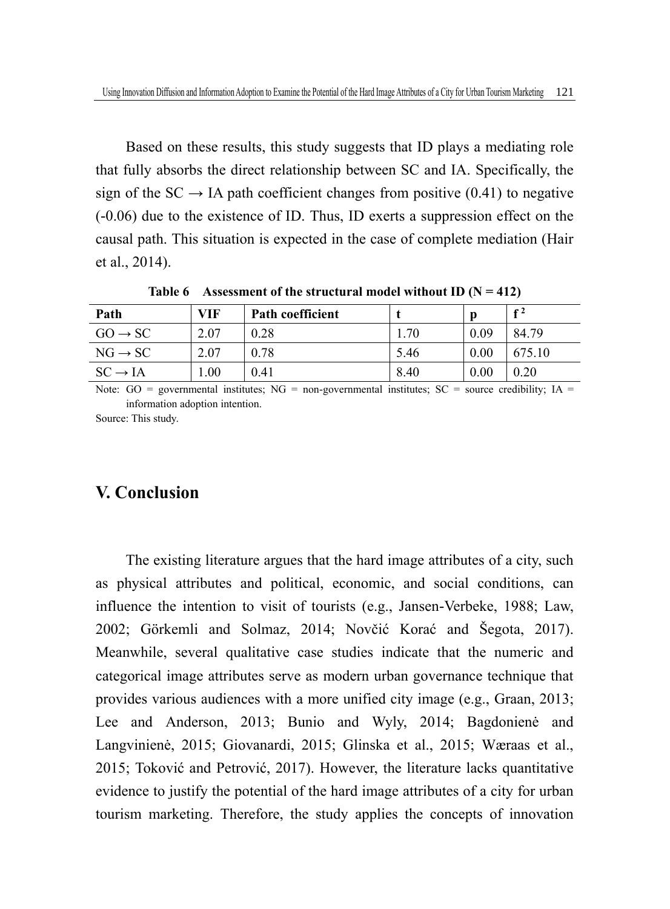Based on these results, this study suggests that ID plays a mediating role that fully absorbs the direct relationship between SC and IA. Specifically, the sign of the SC → IA path coefficient changes from positive (0.41) to negative (-0.06) due to the existence of ID. Thus, ID exerts a suppression effect on the causal path. This situation is expected in the case of complete mediation (Hair et al., 2014).

**Table 6 Assessment of the structural model without ID (N = 412)**

| Path | VIF | Path coefficient | t | p | $f^2$ |
|---|---|---|---|---|---|
| GO → SC | 2.07 | 0.28 | 1.70 | 0.09 | 84.79 |
| NG → SC | 2.07 | 0.78 | 5.46 | 0.00 | 675.10 |
| SC → IA | 1.00 | 0.41 | 8.40 | 0.00 | 0.20 |

Note: GO = governmental institutes; NG = non-governmental institutes; SC = source credibility; IA = information adoption intention.

Source: This study.

## V. Conclusion

The existing literature argues that the hard image attributes of a city, such as physical attributes and political, economic, and social conditions, can influence the intention to visit of tourists (e.g., Jansen-Verbeke, 1988; Law, 2002; Görkemli and Solmaz, 2014; Novčić Korać and Šegota, 2017). Meanwhile, several qualitative case studies indicate that the numeric and categorical image attributes serve as modern urban governance technique that provides various audiences with a more unified city image (e.g., Graan, 2013; Lee and Anderson, 2013; Bunio and Wyly, 2014; Bagdonienė and Langvinienė, 2015; Giovanardi, 2015; Glinska et al., 2015; Wæraas et al., 2015; Toković and Petrović, 2017). However, the literature lacks quantitative evidence to justify the potential of the hard image attributes of a city for urban tourism marketing. Therefore, the study applies the concepts of innovation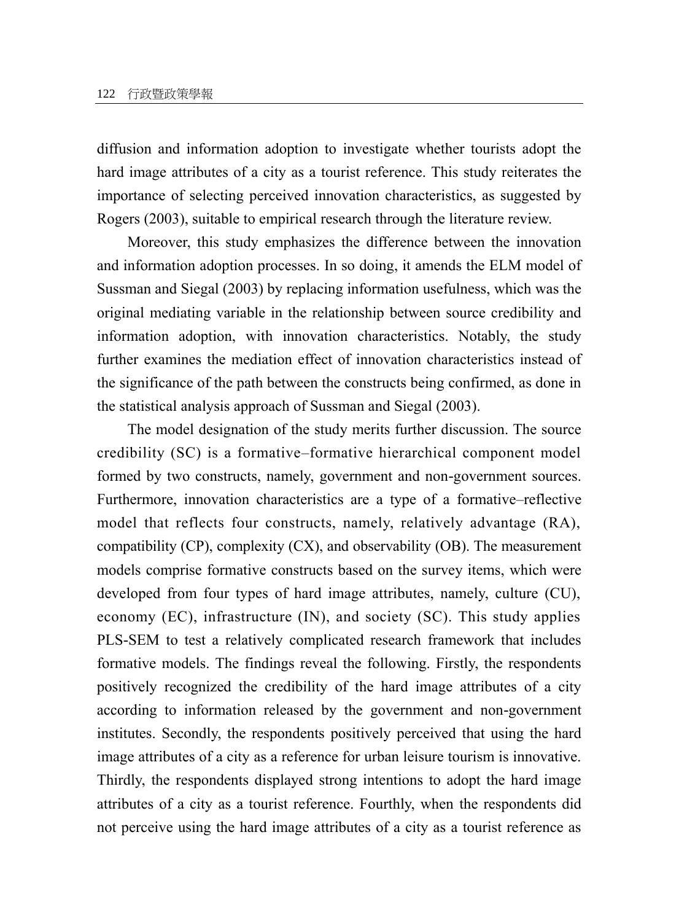diffusion and information adoption to investigate whether tourists adopt the hard image attributes of a city as a tourist reference. This study reiterates the importance of selecting perceived innovation characteristics, as suggested by Rogers (2003), suitable to empirical research through the literature review.

Moreover, this study emphasizes the difference between the innovation and information adoption processes. In so doing, it amends the ELM model of Sussman and Siegal (2003) by replacing information usefulness, which was the original mediating variable in the relationship between source credibility and information adoption, with innovation characteristics. Notably, the study further examines the mediation effect of innovation characteristics instead of the significance of the path between the constructs being confirmed, as done in the statistical analysis approach of Sussman and Siegal (2003).

The model designation of the study merits further discussion. The source credibility (SC) is a formative–formative hierarchical component model formed by two constructs, namely, government and non-government sources. Furthermore, innovation characteristics are a type of a formative–reflective model that reflects four constructs, namely, relatively advantage (RA), compatibility (CP), complexity (CX), and observability (OB). The measurement models comprise formative constructs based on the survey items, which were developed from four types of hard image attributes, namely, culture (CU), economy (EC), infrastructure (IN), and society (SC). This study applies PLS-SEM to test a relatively complicated research framework that includes formative models. The findings reveal the following. Firstly, the respondents positively recognized the credibility of the hard image attributes of a city according to information released by the government and non-government institutes. Secondly, the respondents positively perceived that using the hard image attributes of a city as a reference for urban leisure tourism is innovative. Thirdly, the respondents displayed strong intentions to adopt the hard image attributes of a city as a tourist reference. Fourthly, when the respondents did not perceive using the hard image attributes of a city as a tourist reference as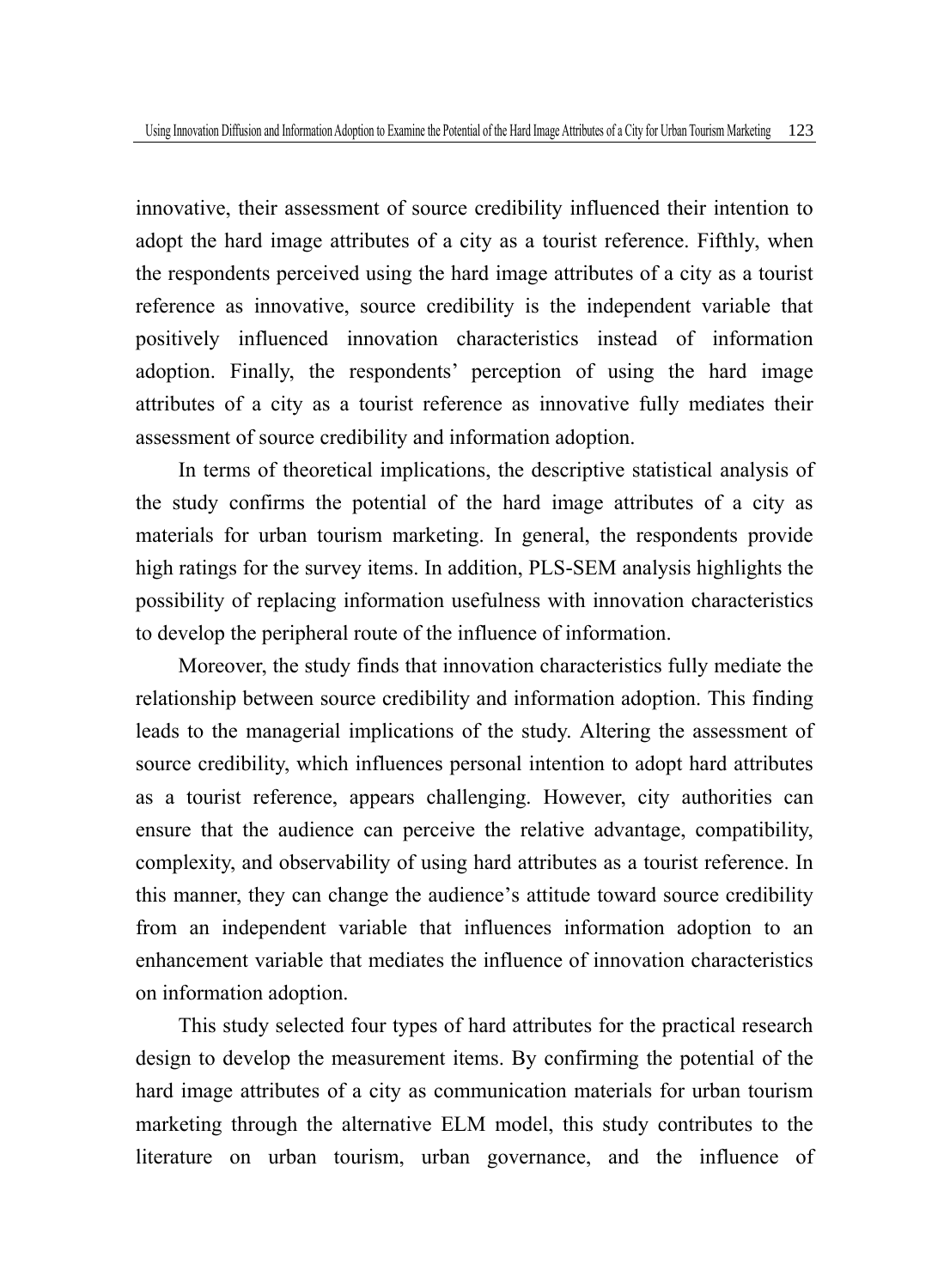innovative, their assessment of source credibility influenced their intention to adopt the hard image attributes of a city as a tourist reference. Fifthly, when the respondents perceived using the hard image attributes of a city as a tourist reference as innovative, source credibility is the independent variable that positively influenced innovation characteristics instead of information adoption. Finally, the respondents' perception of using the hard image attributes of a city as a tourist reference as innovative fully mediates their assessment of source credibility and information adoption.

In terms of theoretical implications, the descriptive statistical analysis of the study confirms the potential of the hard image attributes of a city as materials for urban tourism marketing. In general, the respondents provide high ratings for the survey items. In addition, PLS-SEM analysis highlights the possibility of replacing information usefulness with innovation characteristics to develop the peripheral route of the influence of information.

Moreover, the study finds that innovation characteristics fully mediate the relationship between source credibility and information adoption. This finding leads to the managerial implications of the study. Altering the assessment of source credibility, which influences personal intention to adopt hard attributes as a tourist reference, appears challenging. However, city authorities can ensure that the audience can perceive the relative advantage, compatibility, complexity, and observability of using hard attributes as a tourist reference. In this manner, they can change the audience's attitude toward source credibility from an independent variable that influences information adoption to an enhancement variable that mediates the influence of innovation characteristics on information adoption.

This study selected four types of hard attributes for the practical research design to develop the measurement items. By confirming the potential of the hard image attributes of a city as communication materials for urban tourism marketing through the alternative ELM model, this study contributes to the literature on urban tourism, urban governance, and the influence of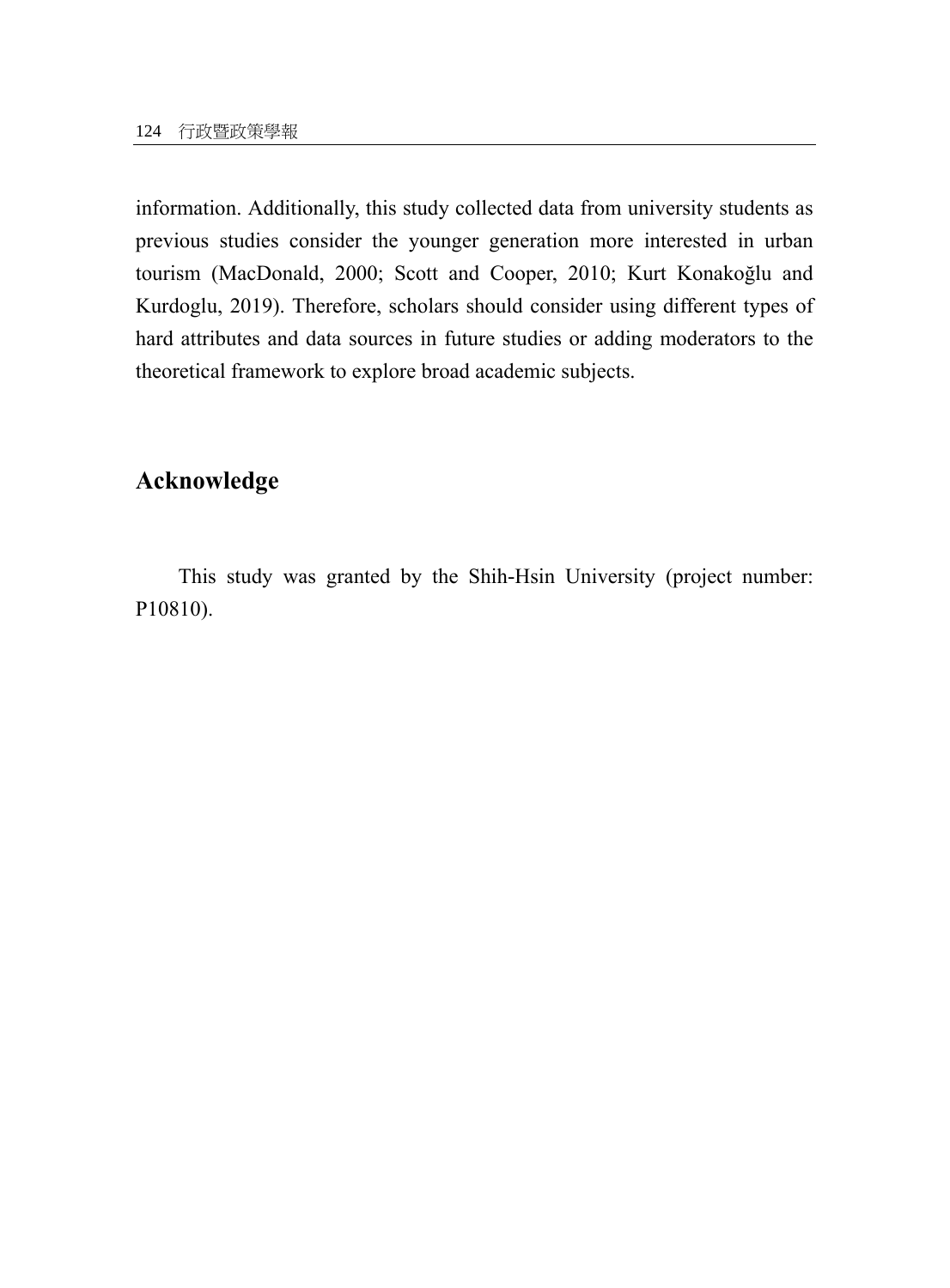information. Additionally, this study collected data from university students as previous studies consider the younger generation more interested in urban tourism (MacDonald, 2000; Scott and Cooper, 2010; Kurt Konakoğlu and Kurdoglu, 2019). Therefore, scholars should consider using different types of hard attributes and data sources in future studies or adding moderators to the theoretical framework to explore broad academic subjects.

## Acknowledge

This study was granted by the Shih-Hsin University (project number: P10810).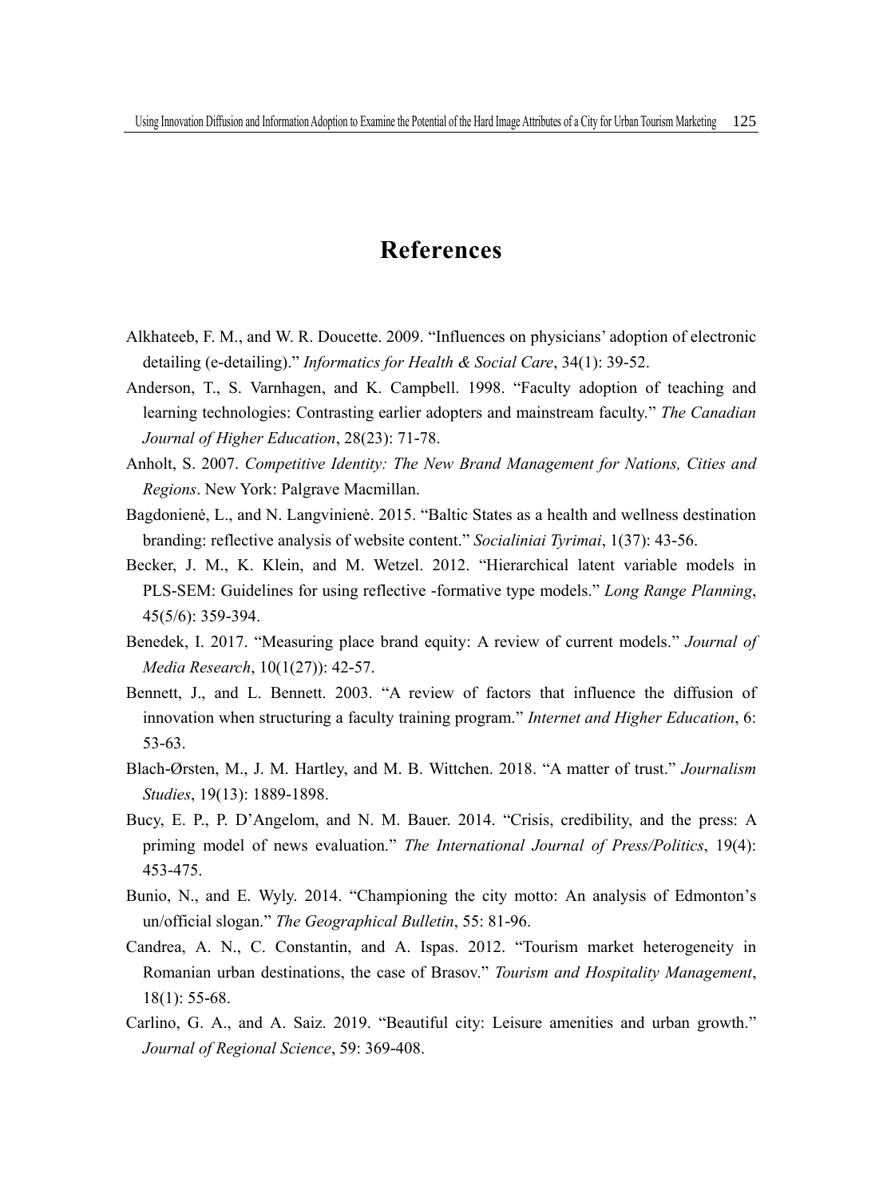# References

Alkhateeb, F. M., and W. R. Doucette. 2009. “Influences on physicians’ adoption of electronic detailing (e-detailing).” *Informatics for Health & Social Care*, 34(1): 39-52.

Anderson, T., S. Varnhagen, and K. Campbell. 1998. “Faculty adoption of teaching and learning technologies: Contrasting earlier adopters and mainstream faculty.” *The Canadian Journal of Higher Education*, 28(23): 71-78.

Anholt, S. 2007. *Competitive Identity: The New Brand Management for Nations, Cities and Regions*. New York: Palgrave Macmillan.

Bagdonienė, L., and N. Langvinienė. 2015. “Baltic States as a health and wellness destination branding: reflective analysis of website content.” *Socialiniai Tyrimai*, 1(37): 43-56.

Becker, J. M., K. Klein, and M. Wetzel. 2012. “Hierarchical latent variable models in PLS-SEM: Guidelines for using reflective -formative type models.” *Long Range Planning*, 45(5/6): 359-394.

Benedek, I. 2017. “Measuring place brand equity: A review of current models.” *Journal of Media Research*, 10(1(27)): 42-57.

Bennett, J., and L. Bennett. 2003. “A review of factors that influence the diffusion of innovation when structuring a faculty training program.” *Internet and Higher Education*, 6: 53-63.

Blach-Ørsten, M., J. M. Hartley, and M. B. Wittchen. 2018. “A matter of trust.” *Journalism Studies*, 19(13): 1889-1898.

Bucy, E. P., P. D’Angelom, and N. M. Bauer. 2014. “Crisis, credibility, and the press: A priming model of news evaluation.” *The International Journal of Press/Politics*, 19(4): 453-475.

Bunio, N., and E. Wyly. 2014. “Championing the city motto: An analysis of Edmonton’s un/official slogan.” *The Geographical Bulletin*, 55: 81-96.

Candrea, A. N., C. Constantin, and A. Ispas. 2012. “Tourism market heterogeneity in Romanian urban destinations, the case of Brasov.” *Tourism and Hospitality Management*, 18(1): 55-68.

Carlino, G. A., and A. Saiz. 2019. “Beautiful city: Leisure amenities and urban growth.” *Journal of Regional Science*, 59: 369-408.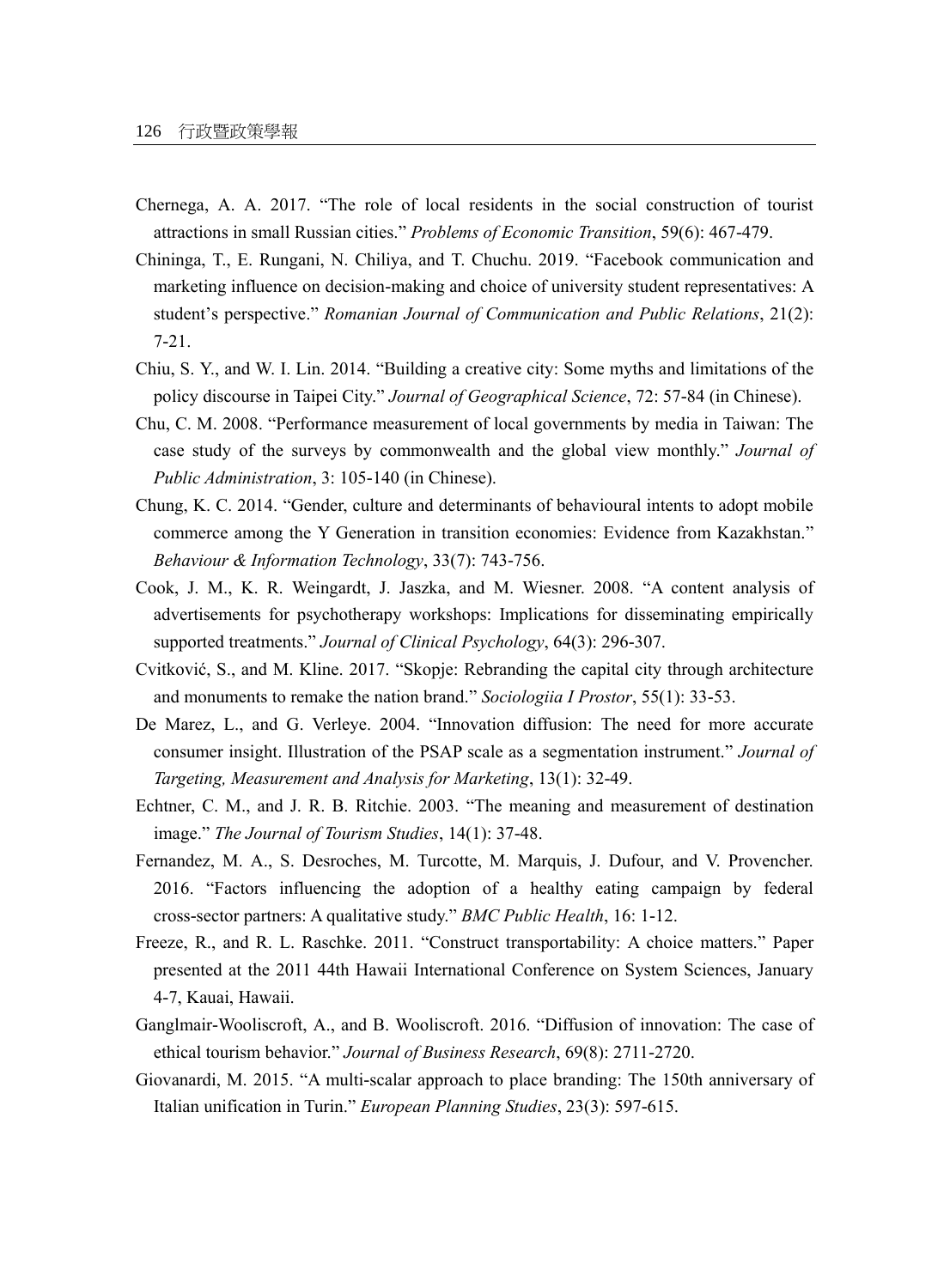Chernega, A. A. 2017. "The role of local residents in the social construction of tourist attractions in small Russian cities." *Problems of Economic Transition*, 59(6): 467-479.

Chininga, T., E. Rungani, N. Chiliya, and T. Chuchu. 2019. "Facebook communication and marketing influence on decision-making and choice of university student representatives: A student's perspective." *Romanian Journal of Communication and Public Relations*, 21(2): 7-21.

Chiu, S. Y., and W. I. Lin. 2014. "Building a creative city: Some myths and limitations of the policy discourse in Taipei City." *Journal of Geographical Science*, 72: 57-84 (in Chinese).

Chu, C. M. 2008. "Performance measurement of local governments by media in Taiwan: The case study of the surveys by commonwealth and the global view monthly." *Journal of Public Administration*, 3: 105-140 (in Chinese).

Chung, K. C. 2014. "Gender, culture and determinants of behavioural intents to adopt mobile commerce among the Y Generation in transition economies: Evidence from Kazakhstan." *Behaviour & Information Technology*, 33(7): 743-756.

Cook, J. M., K. R. Weingardt, J. Jaszka, and M. Wiesner. 2008. "A content analysis of advertisements for psychotherapy workshops: Implications for disseminating empirically supported treatments." *Journal of Clinical Psychology*, 64(3): 296-307.

Cvitković, S., and M. Kline. 2017. "Skopje: Rebranding the capital city through architecture and monuments to remake the nation brand." *Sociologiia I Prostor*, 55(1): 33-53.

De Marez, L., and G. Verleye. 2004. "Innovation diffusion: The need for more accurate consumer insight. Illustration of the PSAP scale as a segmentation instrument." *Journal of Targeting, Measurement and Analysis for Marketing*, 13(1): 32-49.

Echtner, C. M., and J. R. B. Ritchie. 2003. "The meaning and measurement of destination image." *The Journal of Tourism Studies*, 14(1): 37-48.

Fernandez, M. A., S. Desroches, M. Turcotte, M. Marquis, J. Dufour, and V. Provencher. 2016. "Factors influencing the adoption of a healthy eating campaign by federal cross-sector partners: A qualitative study." *BMC Public Health*, 16: 1-12.

Freeze, R., and R. L. Raschke. 2011. "Construct transportability: A choice matters." Paper presented at the 2011 44th Hawaii International Conference on System Sciences, January 4-7, Kauai, Hawaii.

Ganglmair-Wooliscroft, A., and B. Wooliscroft. 2016. "Diffusion of innovation: The case of ethical tourism behavior." *Journal of Business Research*, 69(8): 2711-2720.

Giovanardi, M. 2015. "A multi-scalar approach to place branding: The 150th anniversary of Italian unification in Turin." *European Planning Studies*, 23(3): 597-615.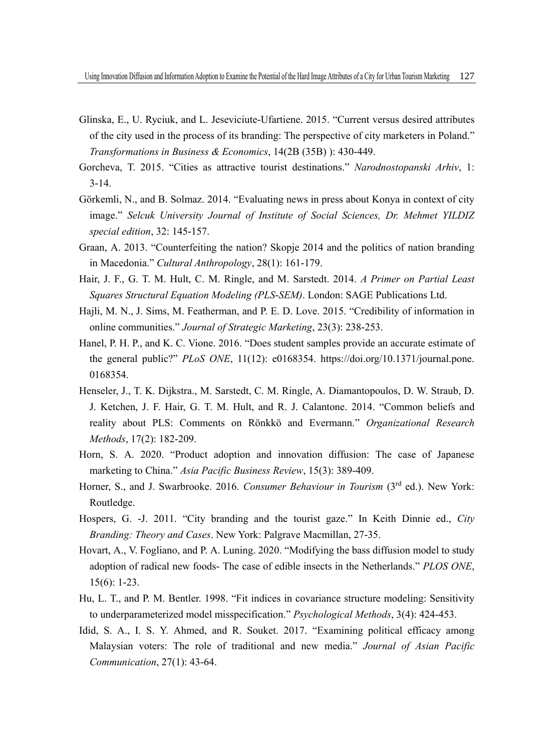Glinska, E., U. Ryciuk, and L. Jeseviciute-Ufartiene. 2015. "Current versus desired attributes of the city used in the process of its branding: The perspective of city marketers in Poland." *Transformations in Business & Economics*, 14(2B (35B) ): 430-449.

Gorcheva, T. 2015. "Cities as attractive tourist destinations." *Narodnostopanski Arhiv*, 1: 3-14.

Görkemli, N., and B. Solmaz. 2014. "Evaluating news in press about Konya in context of city image." *Selcuk University Journal of Institute of Social Sciences, Dr. Mehmet YILDIZ special edition*, 32: 145-157.

Graan, A. 2013. "Counterfeiting the nation? Skopje 2014 and the politics of nation branding in Macedonia." *Cultural Anthropology*, 28(1): 161-179.

Hair, J. F., G. T. M. Hult, C. M. Ringle, and M. Sarstedt. 2014. *A Primer on Partial Least Squares Structural Equation Modeling (PLS-SEM)*. London: SAGE Publications Ltd.

Hajli, M. N., J. Sims, M. Featherman, and P. E. D. Love. 2015. "Credibility of information in online communities." *Journal of Strategic Marketing*, 23(3): 238-253.

Hanel, P. H. P., and K. C. Vione. 2016. "Does student samples provide an accurate estimate of the general public?" *PLoS ONE*, 11(12): e0168354. https://doi.org/10.1371/journal.pone.0168354.

Henseler, J., T. K. Dijkstra., M. Sarstedt, C. M. Ringle, A. Diamantopoulos, D. W. Straub, D. J. Ketchen, J. F. Hair, G. T. M. Hult, and R. J. Calantone. 2014. "Common beliefs and reality about PLS: Comments on Rönkkö and Evermann." *Organizational Research Methods*, 17(2): 182-209.

Horn, S. A. 2020. "Product adoption and innovation diffusion: The case of Japanese marketing to China." *Asia Pacific Business Review*, 15(3): 389-409.

Horner, S., and J. Swarbrooke. 2016. *Consumer Behaviour in Tourism* (3rd ed.). New York: Routledge.

Hospers, G. -J. 2011. "City branding and the tourist gaze." In Keith Dinnie ed., *City Branding: Theory and Cases*. New York: Palgrave Macmillan, 27-35.

Hovart, A., V. Fogliano, and P. A. Luning. 2020. "Modifying the bass diffusion model to study adoption of radical new foods- The case of edible insects in the Netherlands." *PLOS ONE*, 15(6): 1-23.

Hu, L. T., and P. M. Bentler. 1998. "Fit indices in covariance structure modeling: Sensitivity to underparameterized model misspecification." *Psychological Methods*, 3(4): 424-453.

Idid, S. A., I. S. Y. Ahmed, and R. Souket. 2017. "Examining political efficacy among Malaysian voters: The role of traditional and new media." *Journal of Asian Pacific Communication*, 27(1): 43-64.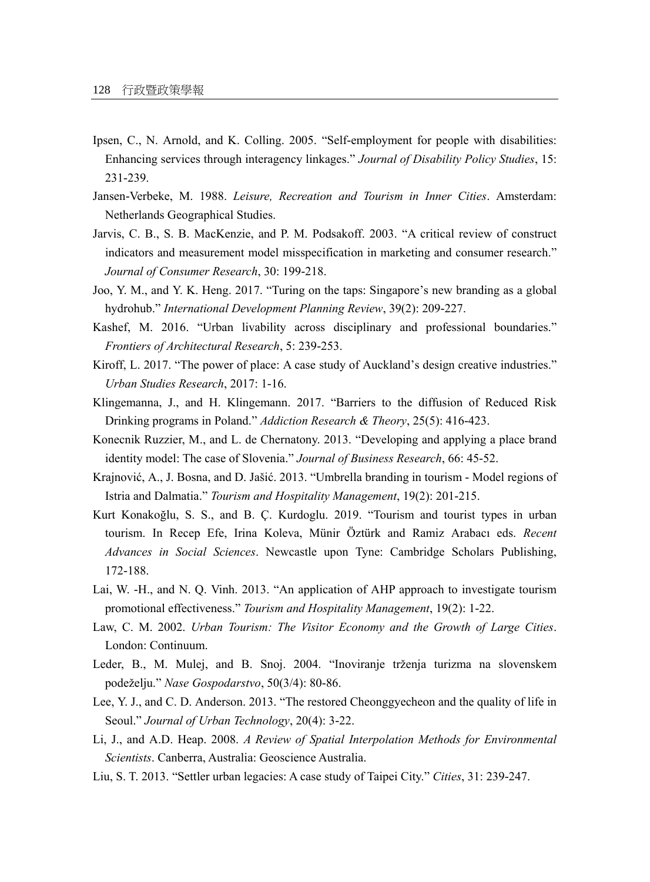Ipsen, C., N. Arnold, and K. Colling. 2005. "Self-employment for people with disabilities: Enhancing services through interagency linkages." *Journal of Disability Policy Studies*, 15: 231-239.

Jansen-Verbeke, M. 1988. *Leisure, Recreation and Tourism in Inner Cities*. Amsterdam: Netherlands Geographical Studies.

Jarvis, C. B., S. B. MacKenzie, and P. M. Podsakoff. 2003. "A critical review of construct indicators and measurement model misspecification in marketing and consumer research." *Journal of Consumer Research*, 30: 199-218.

Joo, Y. M., and Y. K. Heng. 2017. "Turing on the taps: Singapore's new branding as a global hydrohub." *International Development Planning Review*, 39(2): 209-227.

Kashef, M. 2016. "Urban livability across disciplinary and professional boundaries." *Frontiers of Architectural Research*, 5: 239-253.

Kiroff, L. 2017. "The power of place: A case study of Auckland's design creative industries." *Urban Studies Research*, 2017: 1-16.

Klingemanna, J., and H. Klingemann. 2017. "Barriers to the diffusion of Reduced Risk Drinking programs in Poland." *Addiction Research & Theory*, 25(5): 416-423.

Konecnik Ruzzier, M., and L. de Chernatony. 2013. "Developing and applying a place brand identity model: The case of Slovenia." *Journal of Business Research*, 66: 45-52.

Krajnović, A., J. Bosna, and D. Jašić. 2013. "Umbrella branding in tourism - Model regions of Istria and Dalmatia." *Tourism and Hospitality Management*, 19(2): 201-215.

Kurt Konakoğlu, S. S., and B. Ç. Kurdoglu. 2019. "Tourism and tourist types in urban tourism. In Recep Efe, Irina Koleva, Münir Öztürk and Ramiz Arabacı eds. *Recent Advances in Social Sciences*. Newcastle upon Tyne: Cambridge Scholars Publishing, 172-188.

Lai, W. -H., and N. Q. Vinh. 2013. "An application of AHP approach to investigate tourism promotional effectiveness." *Tourism and Hospitality Management*, 19(2): 1-22.

Law, C. M. 2002. *Urban Tourism: The Visitor Economy and the Growth of Large Cities*. London: Continuum.

Leder, B., M. Mulej, and B. Snoj. 2004. "Inoviranje trženja turizma na slovenskem podeželju." *Nase Gospodarstvo*, 50(3/4): 80-86.

Lee, Y. J., and C. D. Anderson. 2013. "The restored Cheonggyecheon and the quality of life in Seoul." *Journal of Urban Technology*, 20(4): 3-22.

Li, J., and A.D. Heap. 2008. *A Review of Spatial Interpolation Methods for Environmental Scientists*. Canberra, Australia: Geoscience Australia.

Liu, S. T. 2013. "Settler urban legacies: A case study of Taipei City." *Cities*, 31: 239-247.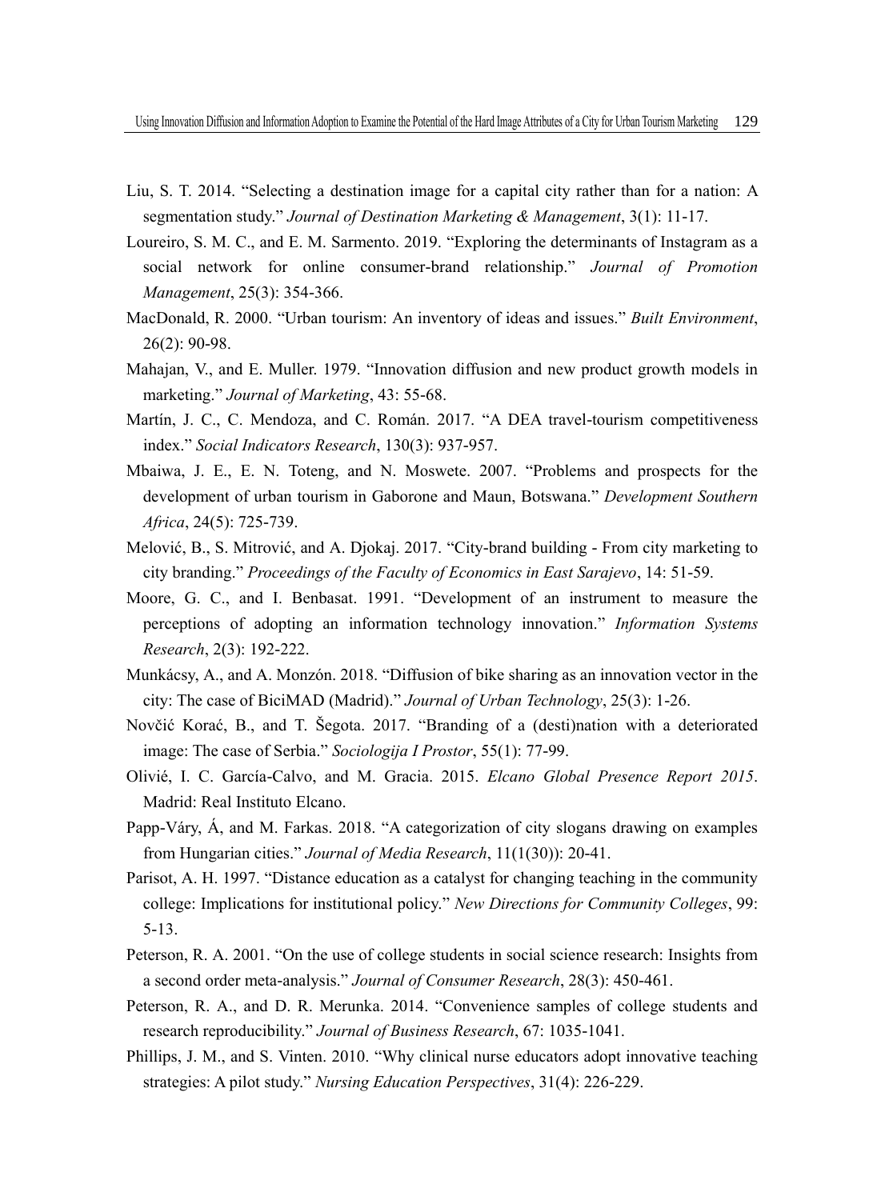Liu, S. T. 2014. "Selecting a destination image for a capital city rather than for a nation: A segmentation study." *Journal of Destination Marketing & Management*, 3(1): 11-17.

Loureiro, S. M. C., and E. M. Sarmento. 2019. "Exploring the determinants of Instagram as a social network for online consumer-brand relationship." *Journal of Promotion Management*, 25(3): 354-366.

MacDonald, R. 2000. "Urban tourism: An inventory of ideas and issues." *Built Environment*, 26(2): 90-98.

Mahajan, V., and E. Muller. 1979. "Innovation diffusion and new product growth models in marketing." *Journal of Marketing*, 43: 55-68.

Martín, J. C., C. Mendoza, and C. Román. 2017. "A DEA travel-tourism competitiveness index." *Social Indicators Research*, 130(3): 937-957.

Mbaiwa, J. E., E. N. Toteng, and N. Moswete. 2007. "Problems and prospects for the development of urban tourism in Gaborone and Maun, Botswana." *Development Southern Africa*, 24(5): 725-739.

Melović, B., S. Mitrović, and A. Djokaj. 2017. "City-brand building - From city marketing to city branding." *Proceedings of the Faculty of Economics in East Sarajevo*, 14: 51-59.

Moore, G. C., and I. Benbasat. 1991. "Development of an instrument to measure the perceptions of adopting an information technology innovation." *Information Systems Research*, 2(3): 192-222.

Munkácsy, A., and A. Monzón. 2018. "Diffusion of bike sharing as an innovation vector in the city: The case of BiciMAD (Madrid)." *Journal of Urban Technology*, 25(3): 1-26.

Novčić Korać, B., and T. Šegota. 2017. "Branding of a (desti)nation with a deteriorated image: The case of Serbia." *Sociologija I Prostor*, 55(1): 77-99.

Olivié, I. C. García-Calvo, and M. Gracia. 2015. *Elcano Global Presence Report 2015*. Madrid: Real Instituto Elcano.

Papp-Váry, Á, and M. Farkas. 2018. "A categorization of city slogans drawing on examples from Hungarian cities." *Journal of Media Research*, 11(1(30)): 20-41.

Parisot, A. H. 1997. "Distance education as a catalyst for changing teaching in the community college: Implications for institutional policy." *New Directions for Community Colleges*, 99: 5-13.

Peterson, R. A. 2001. "On the use of college students in social science research: Insights from a second order meta-analysis." *Journal of Consumer Research*, 28(3): 450-461.

Peterson, R. A., and D. R. Merunka. 2014. "Convenience samples of college students and research reproducibility." *Journal of Business Research*, 67: 1035-1041.

Phillips, J. M., and S. Vinten. 2010. "Why clinical nurse educators adopt innovative teaching strategies: A pilot study." *Nursing Education Perspectives*, 31(4): 226-229.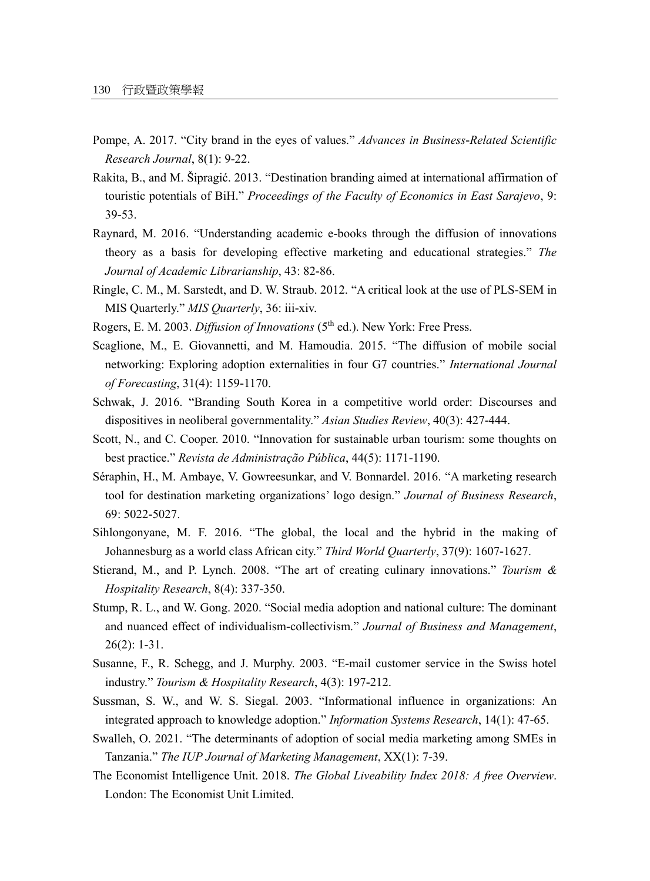Pompe, A. 2017. "City brand in the eyes of values." *Advances in Business-Related Scientific Research Journal*, 8(1): 9-22.

Rakita, B., and M. Šipragić. 2013. "Destination branding aimed at international affirmation of touristic potentials of BiH." *Proceedings of the Faculty of Economics in East Sarajevo*, 9: 39-53.

Raynard, M. 2016. "Understanding academic e-books through the diffusion of innovations theory as a basis for developing effective marketing and educational strategies." *The Journal of Academic Librarianship*, 43: 82-86.

Ringle, C. M., M. Sarstedt, and D. W. Straub. 2012. "A critical look at the use of PLS-SEM in MIS Quarterly." *MIS Quarterly*, 36: iii-xiv.

Rogers, E. M. 2003. *Diffusion of Innovations* (5th ed.). New York: Free Press.

Scaglione, M., E. Giovannetti, and M. Hamoudia. 2015. "The diffusion of mobile social networking: Exploring adoption externalities in four G7 countries." *International Journal of Forecasting*, 31(4): 1159-1170.

Schwak, J. 2016. "Branding South Korea in a competitive world order: Discourses and dispositives in neoliberal governmentality." *Asian Studies Review*, 40(3): 427-444.

Scott, N., and C. Cooper. 2010. "Innovation for sustainable urban tourism: some thoughts on best practice." *Revista de Administração Pública*, 44(5): 1171-1190.

Séraphin, H., M. Ambaye, V. Gowreesunkar, and V. Bonnardel. 2016. "A marketing research tool for destination marketing organizations' logo design." *Journal of Business Research*, 69: 5022-5027.

Sihlongonyane, M. F. 2016. "The global, the local and the hybrid in the making of Johannesburg as a world class African city." *Third World Quarterly*, 37(9): 1607-1627.

Stierand, M., and P. Lynch. 2008. "The art of creating culinary innovations." *Tourism & Hospitality Research*, 8(4): 337-350.

Stump, R. L., and W. Gong. 2020. "Social media adoption and national culture: The dominant and nuanced effect of individualism-collectivism." *Journal of Business and Management*, 26(2): 1-31.

Susanne, F., R. Schegg, and J. Murphy. 2003. "E-mail customer service in the Swiss hotel industry." *Tourism & Hospitality Research*, 4(3): 197-212.

Sussman, S. W., and W. S. Siegal. 2003. "Informational influence in organizations: An integrated approach to knowledge adoption." *Information Systems Research*, 14(1): 47-65.

Swalleh, O. 2021. "The determinants of adoption of social media marketing among SMEs in Tanzania." *The IUP Journal of Marketing Management*, XX(1): 7-39.

The Economist Intelligence Unit. 2018. *The Global Liveability Index 2018: A free Overview*. London: The Economist Unit Limited.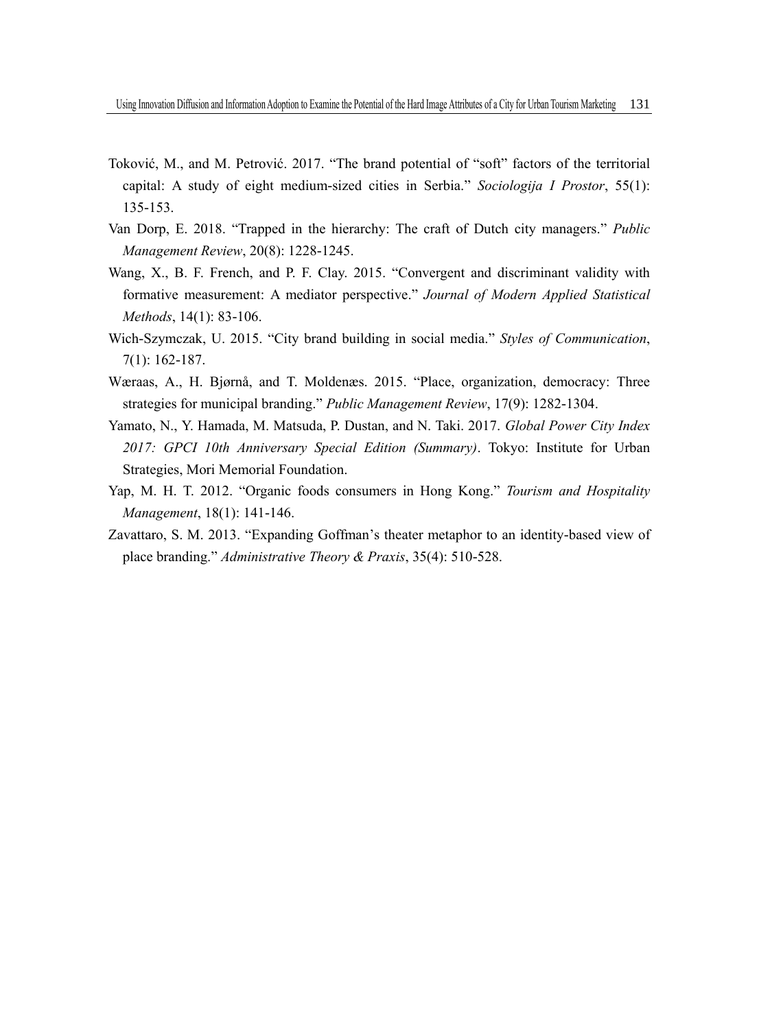Toković, M., and M. Petrović. 2017. "The brand potential of "soft" factors of the territorial capital: A study of eight medium-sized cities in Serbia." *Sociologija I Prostor*, 55(1): 135-153.

Van Dorp, E. 2018. "Trapped in the hierarchy: The craft of Dutch city managers." *Public Management Review*, 20(8): 1228-1245.

Wang, X., B. F. French, and P. F. Clay. 2015. "Convergent and discriminant validity with formative measurement: A mediator perspective." *Journal of Modern Applied Statistical Methods*, 14(1): 83-106.

Wich-Szymczak, U. 2015. "City brand building in social media." *Styles of Communication*, 7(1): 162-187.

Wæraas, A., H. Bjørnå, and T. Moldenæs. 2015. "Place, organization, democracy: Three strategies for municipal branding." *Public Management Review*, 17(9): 1282-1304.

Yamato, N., Y. Hamada, M. Matsuda, P. Dustan, and N. Taki. 2017. *Global Power City Index 2017: GPCI 10th Anniversary Special Edition (Summary)*. Tokyo: Institute for Urban Strategies, Mori Memorial Foundation.

Yap, M. H. T. 2012. "Organic foods consumers in Hong Kong." *Tourism and Hospitality Management*, 18(1): 141-146.

Zavattaro, S. M. 2013. "Expanding Goffman's theater metaphor to an identity-based view of place branding." *Administrative Theory & Praxis*, 35(4): 510-528.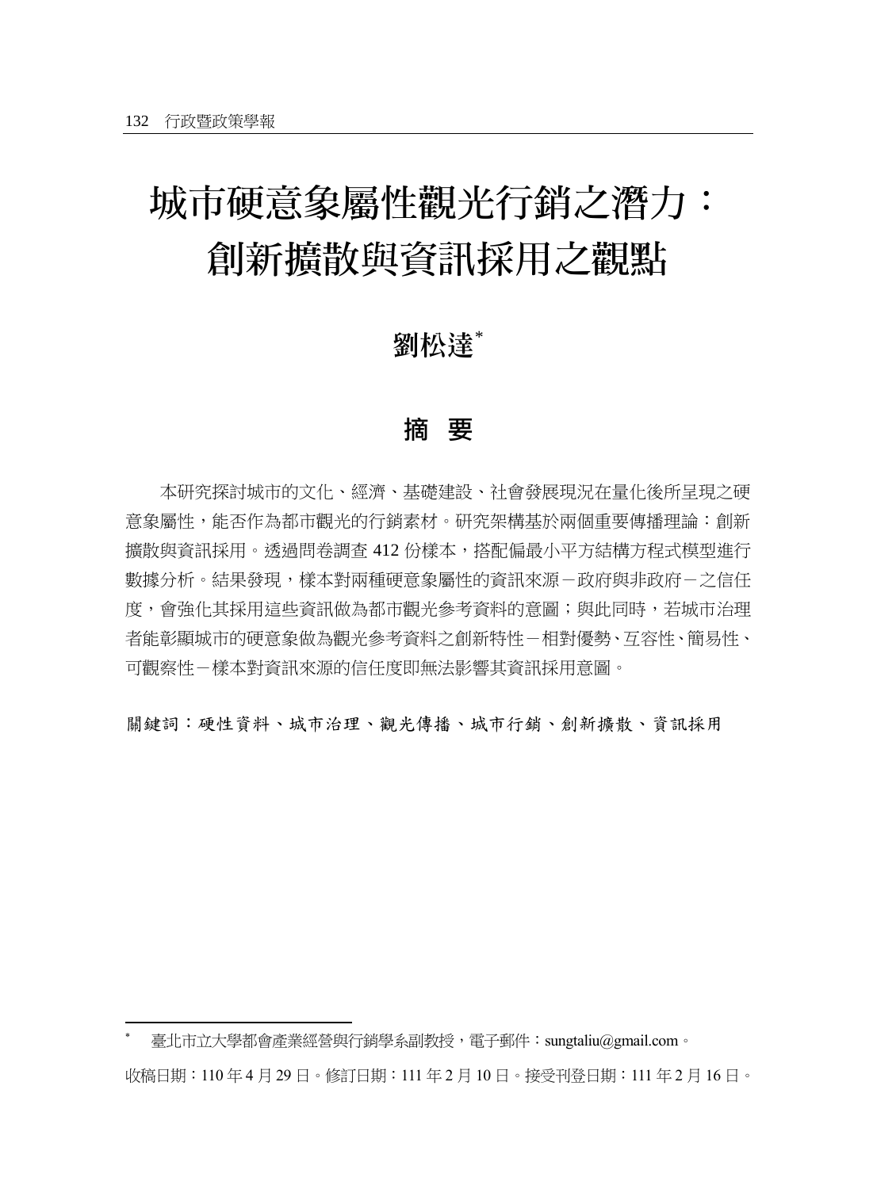# 城市硬意象屬性觀光行銷之潛力：創新擴散與資訊採用之觀點

**劉松達***

## 摘 要

本研究探討城市的文化、經濟、基礎建設、社會發展現況在量化後所呈現之硬意象屬性，能否作為都市觀光的行銷素材。研究架構基於兩個重要傳播理論：創新擴散與資訊採用。透過問卷調查 412 份樣本，搭配偏最小平方結構方程式模型進行數據分析。結果發現，樣本對兩種硬意象屬性的資訊來源－政府與非政府－之信任度，會強化其採用這些資訊做為都市觀光參考資料的意圖；與此同時，若城市治理者能彰顯城市的硬意象做為觀光參考資料之創新特性－相對優勢、互容性、簡易性、可觀察性－樣本對資訊來源的信任度即無法影響其資訊採用意圖。

關鍵詞：硬性資料、城市治理、觀光傳播、城市行銷、創新擴散、資訊採用

---

* 臺北市立大學都會產業經營與行銷學系副教授，電子郵件：sungtaliu@gmail.com。

收稿日期：110 年 4 月 29 日。修訂日期：111 年 2 月 10 日。接受刊登日期：111 年 2 月 16 日。